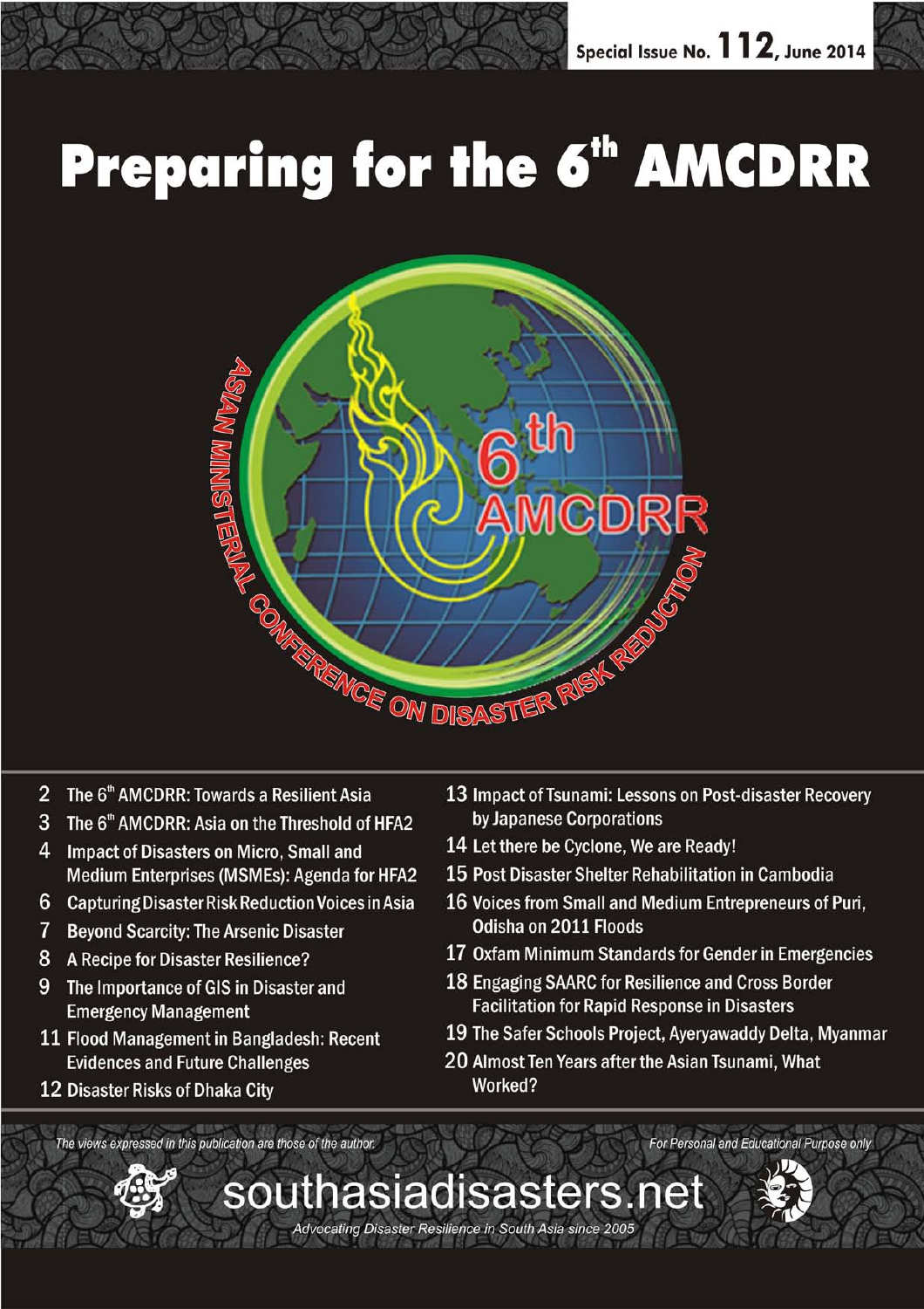Special Issue No. 112, June 2014

# Preparing for the 6th AMCDRR

6th AMCDRR

ASIAN MINISTERIAL CONFERENCE ON DISASTER RISK REDUCTION

- 2 The 6th AMCDRR: Towards a Resilient Asia
- 3 The 6th AMCDRR: Asia on the Threshold of HFA2
- 4 Impact of Disasters on Micro, Small and Medium Enterprises (MSMEs): Agenda for HFA2
- 6 Capturing Disaster Risk Reduction Voices in Asia
- 7 Beyond Scarcity: The Arsenic Disaster
- 8 A Recipe for Disaster Resilience?
- 9 The Importance of GIS in Disaster and Emergency Management
- 11 Flood Management in Bangladesh: Recent Evidences and Future Challenges
- 12 Disaster Risks of Dhaka City
- 13 Impact of Tsunami: Lessons on Post-disaster Recovery by Japanese Corporations
- 14 Let there be Cyclone, We are Ready!
- 15 Post Disaster Shelter Rehabilitation in Cambodia
- 16 Voices from Small and Medium Entrepreneurs of Puri, Odisha on 2011 Floods
- 17 Oxfam Minimum Standards for Gender in Emergencies
- 18 Engaging SAARC for Resilience and Cross Border Facilitation for Rapid Response in Disasters
- 19 The Safer Schools Project, Ayeryawaddy Delta, Myanmar
- 20 Almost Ten Years after the Asian Tsunami, What Worked?

*The views expressed in this publication are those of the author.*

*For Personal and Educational Purpose only*

southasiadisasters.net

*Advocating Disaster Resilience in South Asia since 2005*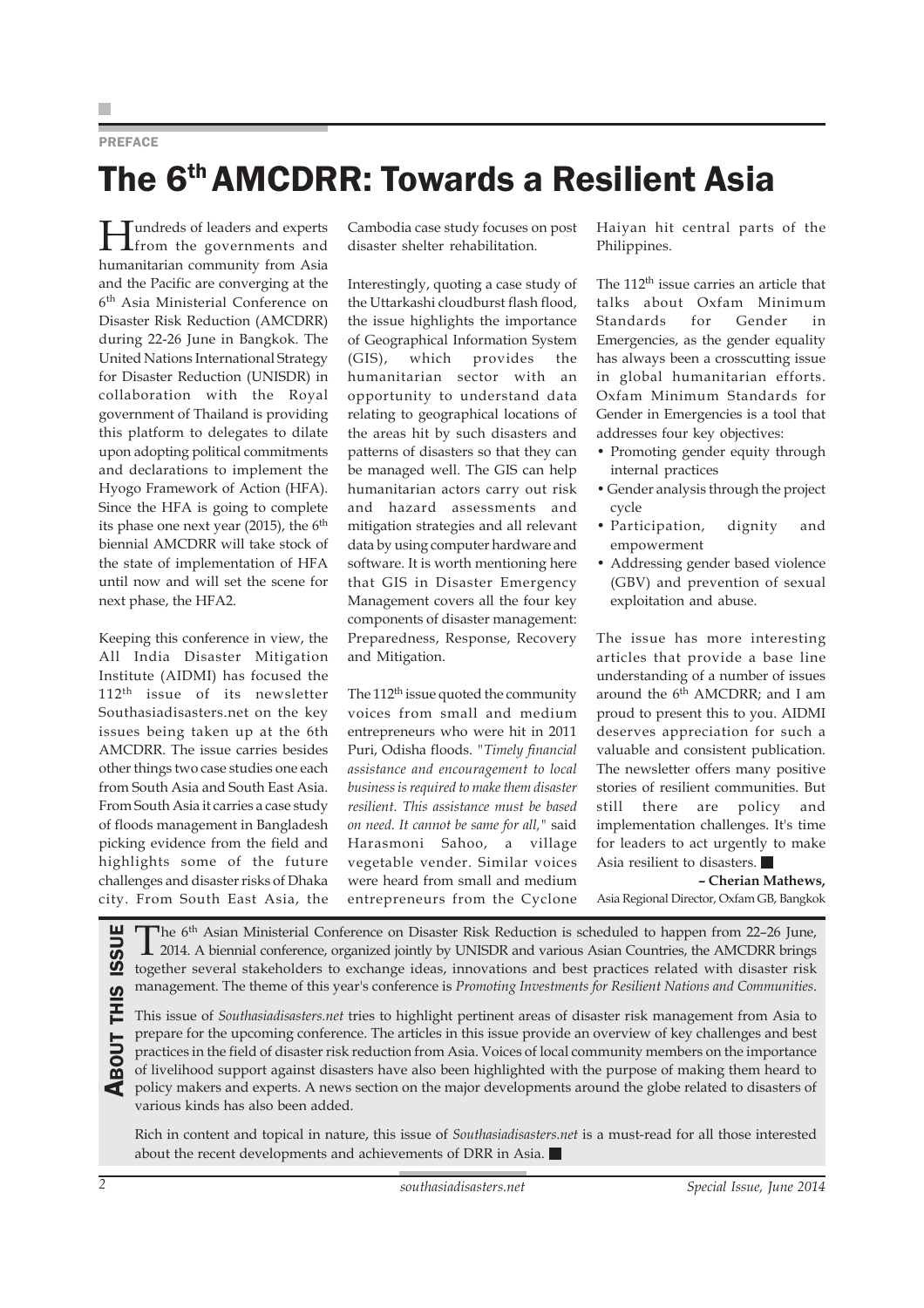PREFACE

# The 6th AMCDRR: Towards a Resilient Asia

Hundreds of leaders and experts from the governments and humanitarian community from Asia and the Pacific are converging at the 6th Asia Ministerial Conference on Disaster Risk Reduction (AMCDRR) during 22-26 June in Bangkok. The United Nations International Strategy for Disaster Reduction (UNISDR) in collaboration with the Royal government of Thailand is providing this platform to delegates to dilate upon adopting political commitments and declarations to implement the Hyogo Framework of Action (HFA). Since the HFA is going to complete its phase one next year (2015), the 6th biennial AMCDRR will take stock of the state of implementation of HFA until now and will set the scene for next phase, the HFA2.

Keeping this conference in view, the All India Disaster Mitigation Institute (AIDMI) has focused the 112th issue of its newsletter Southasiadisasters.net on the key issues being taken up at the 6th AMCDRR. The issue carries besides other things two case studies one each from South Asia and South East Asia. From South Asia it carries a case study of floods management in Bangladesh picking evidence from the field and highlights some of the future challenges and disaster risks of Dhaka city. From South East Asia, the Cambodia case study focuses on post disaster shelter rehabilitation.

Interestingly, quoting a case study of the Uttarkashi cloudburst flash flood, the issue highlights the importance of Geographical Information System (GIS), which provides the humanitarian sector with an opportunity to understand data relating to geographical locations of the areas hit by such disasters and patterns of disasters so that they can be managed well. The GIS can help humanitarian actors carry out risk and hazard assessments and mitigation strategies and all relevant data by using computer hardware and software. It is worth mentioning here that GIS in Disaster Emergency Management covers all the four key components of disaster management: Preparedness, Response, Recovery and Mitigation.

The 112th issue quoted the community voices from small and medium entrepreneurs who were hit in 2011 Puri, Odisha floods. "*Timely financial assistance and encouragement to local business is required to make them disaster resilient. This assistance must be based on need. It cannot be same for all,*" said Harasmoni Sahoo, a village vegetable vender. Similar voices were heard from small and medium entrepreneurs from the Cyclone Haiyan hit central parts of the Philippines.

The 112th issue carries an article that talks about Oxfam Minimum Standards for Gender in Emergencies, as the gender equality has always been a crosscutting issue in global humanitarian efforts. Oxfam Minimum Standards for Gender in Emergencies is a tool that addresses four key objectives:

- Promoting gender equity through internal practices
- Gender analysis through the project cycle
- Participation, dignity and empowerment
- Addressing gender based violence (GBV) and prevention of sexual exploitation and abuse.

The issue has more interesting articles that provide a base line understanding of a number of issues around the 6th AMCDRR; and I am proud to present this to you. AIDMI deserves appreciation for such a valuable and consistent publication. The newsletter offers many positive stories of resilient communities. But still there are policy and implementation challenges. It's time for leaders to act urgently to make Asia resilient to disasters. ■

**– Cherian Mathews,**
Asia Regional Director, Oxfam GB, Bangkok

## About This Issue

The 6th Asian Ministerial Conference on Disaster Risk Reduction is scheduled to happen from 22–26 June, 2014. A biennial conference, organized jointly by UNISDR and various Asian Countries, the AMCDRR brings together several stakeholders to exchange ideas, innovations and best practices related with disaster risk management. The theme of this year's conference is *Promoting Investments for Resilient Nations and Communities*.

This issue of *Southasiadisasters.net* tries to highlight pertinent areas of disaster risk management from Asia to prepare for the upcoming conference. The articles in this issue provide an overview of key challenges and best practices in the field of disaster risk reduction from Asia. Voices of local community members on the importance of livelihood support against disasters have also been highlighted with the purpose of making them heard to policy makers and experts. A news section on the major developments around the globe related to disasters of various kinds has also been added.

Rich in content and topical in nature, this issue of *Southasiadisasters.net* is a must-read for all those interested about the recent developments and achievements of DRR in Asia. ■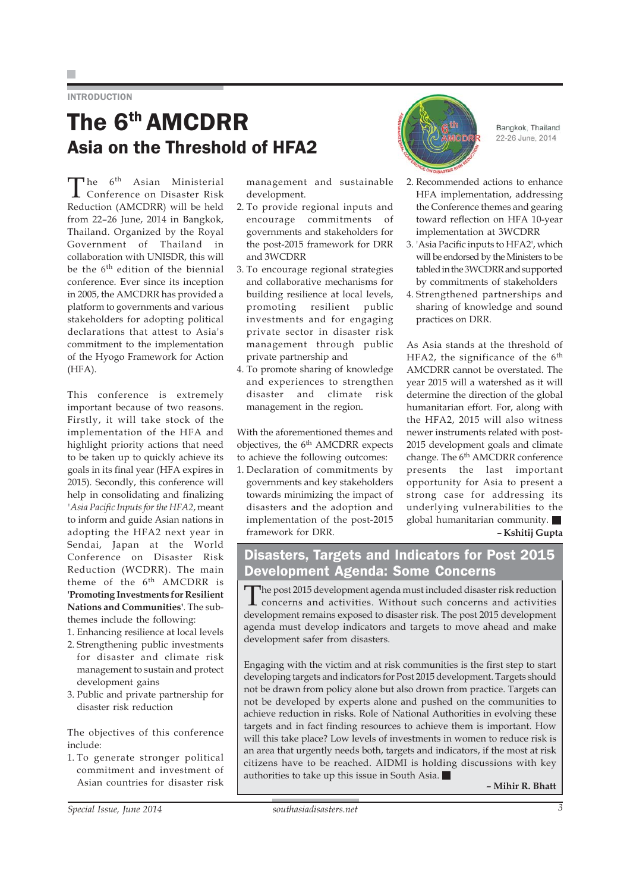INTRODUCTION

# The 6th AMCDRR

## Asia on the Threshold of HFA2

Bangkok, Thailand
22-26 June, 2014

The 6th Asian Ministerial Conference on Disaster Risk Reduction (AMCDRR) will be held from 22–26 June, 2014 in Bangkok, Thailand. Organized by the Royal Government of Thailand in collaboration with UNISDR, this will be the 6th edition of the biennial conference. Ever since its inception in 2005, the AMCDRR has provided a platform to governments and various stakeholders for adopting political declarations that attest to Asia's commitment to the implementation of the Hyogo Framework for Action (HFA).

This conference is extremely important because of two reasons. Firstly, it will take stock of the implementation of the HFA and highlight priority actions that need to be taken up to quickly achieve its goals in its final year (HFA expires in 2015). Secondly, this conference will help in consolidating and finalizing '*Asia Pacific Inputs for the HFA2*, meant to inform and guide Asian nations in adopting the HFA2 next year in Sendai, Japan at the World Conference on Disaster Risk Reduction (WCDRR). The main theme of the 6th AMCDRR is **'Promoting Investments for Resilient Nations and Communities'**. The sub-themes include the following:

1. Enhancing resilience at local levels
2. Strengthening public investments for disaster and climate risk management to sustain and protect development gains
3. Public and private partnership for disaster risk reduction

The objectives of this conference include:

1. To generate stronger political commitment and investment of Asian countries for disaster risk management and sustainable development.
2. To provide regional inputs and encourage commitments of governments and stakeholders for the post-2015 framework for DRR and 3WCDRR
3. To encourage regional strategies and collaborative mechanisms for building resilience at local levels, promoting resilient public investments and for engaging private sector in disaster risk management through public private partnership and
4. To promote sharing of knowledge and experiences to strengthen disaster and climate risk management in the region.

With the aforementioned themes and objectives, the 6th AMCDRR expects to achieve the following outcomes:

1. Declaration of commitments by governments and key stakeholders towards minimizing the impact of disasters and the adoption and implementation of the post-2015 framework for DRR.
2. Recommended actions to enhance HFA implementation, addressing the Conference themes and gearing toward reflection on HFA 10-year implementation at 3WCDRR
3. 'Asia Pacific inputs to HFA2', which will be endorsed by the Ministers to be tabled in the 3WCDRR and supported by commitments of stakeholders
4. Strengthened partnerships and sharing of knowledge and sound practices on DRR.

As Asia stands at the threshold of HFA2, the significance of the 6th AMCDRR cannot be overstated. The year 2015 will a watershed as it will determine the direction of the global humanitarian effort. For, along with the HFA2, 2015 will also witness the newer instruments related with post-2015 development goals and climate change. The 6th AMCDRR conference presents the last important opportunity for Asia to present a strong case for addressing its underlying vulnerabilities to the global humanitarian community. ■

**– Kshitij Gupta**

## Disasters, Targets and Indicators for Post 2015 Development Agenda: Some Concerns

The post 2015 development agenda must included disaster risk reduction concerns and activities. Without such concerns and activities development remains exposed to disaster risk. The post 2015 development agenda must develop indicators and targets to move ahead and make development safer from disasters.

Engaging with the victim and at risk communities is the first step to start developing targets and indicators for Post 2015 development. Targets should not be drawn from policy alone but also drawn from practice. Targets can not be developed by experts alone and pushed on the communities to achieve reduction in risks. Role of National Authorities in evolving these targets and in fact finding resources to achieve them is important. How will this take place? Low levels of investments in women to reduce risk is an area that urgently needs both, targets and indicators, if the most at risk citizens have to be reached. AIDMI is holding discussions with key authorities to take up this issue in South Asia. ■

**– Mihir R. Bhatt**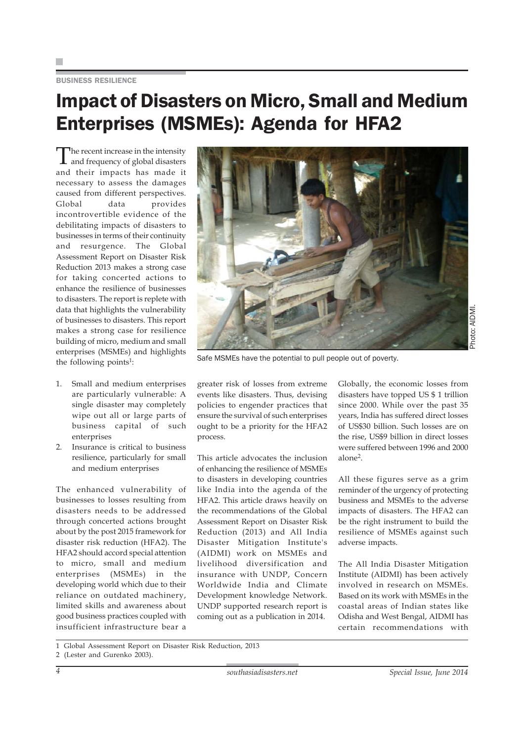BUSINESS RESILIENCE

# Impact of Disasters on Micro, Small and Medium Enterprises (MSMEs): Agenda for HFA2

The recent increase in the intensity and frequency of global disasters and their impacts has made it necessary to assess the damages caused from different perspectives. Global data provides incontrovertible evidence of the debilitating impacts of disasters to businesses in terms of their continuity and resurgence. The Global Assessment Report on Disaster Risk Reduction 2013 makes a strong case for taking concerted actions to enhance the resilience of businesses to disasters. The report is replete with data that highlights the vulnerability of businesses to disasters. This report makes a strong case for resilience building of micro, medium and small enterprises (MSMEs) and highlights the following points[1]:

1. Small and medium enterprises are particularly vulnerable: A single disaster may completely wipe out all or large parts of business capital of such enterprises
2. Insurance is critical to business resilience, particularly for small and medium enterprises

Safe MSMEs have the potential to pull people out of poverty.

Photo: AIDMI.

The enhanced vulnerability of businesses to losses resulting from disasters needs to be addressed through concerted actions brought about by the post 2015 framework for disaster risk reduction (HFA2). The HFA2 should accord special attention to micro, small and medium enterprises (MSMEs) in the developing world which due to their reliance on outdated machinery, limited skills and awareness about good business practices coupled with insufficient infrastructure bear a greater risk of losses from extreme events like disasters. Thus, devising policies to engender practices that ensure the survival of such enterprises ought to be a priority for the HFA2 process.

This article advocates the inclusion of enhancing the resilience of MSMEs to disasters in developing countries like India into the agenda of the HFA2. This article draws heavily on the recommendations of the Global Assessment Report on Disaster Risk Reduction (2013) and All India Disaster Mitigation Institute's (AIDMI) work on MSMEs and livelihood diversification and insurance with UNDP, Concern Worldwide India and Climate Development knowledge Network. UNDP supported research report is coming out as a publication in 2014.

Globally, the economic losses from disasters have topped US $ 1 trillion since 2000. While over the past 35 years, India has suffered direct losses of US$30 billion. Such losses are on the rise, US$9 billion in direct losses were suffered between 1996 and 2000 alone[2].

All these figures serve as a grim reminder of the urgency of protecting business and MSMEs to the adverse impacts of disasters. The HFA2 can be the right instrument to build the resilience of MSMEs against such adverse impacts.

The All India Disaster Mitigation Institute (AIDMI) has been actively involved in research on MSMEs. Based on its work with MSMEs in the coastal areas of Indian states like Odisha and West Bengal, AIDMI has certain recommendations with

---

1 Global Assessment Report on Disaster Risk Reduction, 2013

2 (Lester and Gurenko 2003).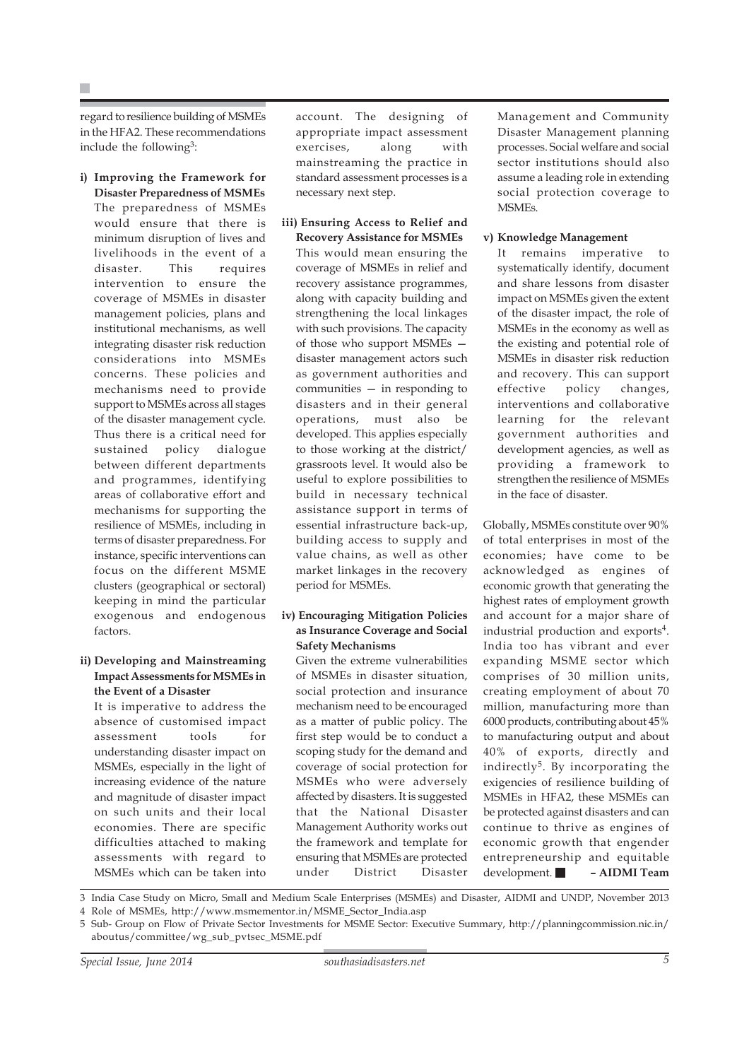regard to resilience building of MSMEs in the HFA2. These recommendations include the following[3]:

**i) Improving the Framework for Disaster Preparedness of MSMEs**

The preparedness of MSMEs would ensure that there is minimum disruption of lives and livelihoods in the event of a disaster. This requires intervention to ensure the coverage of MSMEs in disaster management policies, plans and institutional mechanisms, as well integrating disaster risk reduction considerations into MSMEs concerns. These policies and mechanisms need to provide support to MSMEs across all stages of the disaster management cycle. Thus there is a critical need for sustained policy dialogue between different departments and programmes, identifying areas of collaborative effort and mechanisms for supporting the resilience of MSMEs, including in terms of disaster preparedness. For instance, specific interventions can focus on the different MSME clusters (geographical or sectoral) keeping in mind the particular exogenous and endogenous factors.

**ii) Developing and Mainstreaming Impact Assessments for MSMEs in the Event of a Disaster**

It is imperative to address the absence of customised impact assessment tools for understanding disaster impact on MSMEs, especially in the light of increasing evidence of the nature and magnitude of disaster impact on such units and their local economies. There are specific difficulties attached to making assessments with regard to MSMEs which can be taken into account. The designing of appropriate impact assessment exercises, along with mainstreaming the practice in standard assessment processes is a necessary next step.

**iii) Ensuring Access to Relief and Recovery Assistance for MSMEs**

This would mean ensuring the coverage of MSMEs in relief and recovery assistance programmes, along with capacity building and strengthening the local linkages with such provisions. The capacity of those who support MSMEs — disaster management actors such as government authorities and communities — in responding to disasters and in their general operations, must also be developed. This applies especially to those working at the district/grassroots level. It would also be useful to explore possibilities to build in necessary technical assistance support in terms of essential infrastructure back-up, building access to supply and value chains, as well as other market linkages in the recovery period for MSMEs.

**iv) Encouraging Mitigation Policies as Insurance Coverage and Social Safety Mechanisms**

Given the extreme vulnerabilities of MSMEs in disaster situation, social protection and insurance mechanism need to be encouraged as a matter of public policy. The first step would be to conduct a scoping study for the demand and coverage of social protection for MSMEs who were adversely affected by disasters. It is suggested that the National Disaster Management Authority works out the framework and template for ensuring that MSMEs are protected under District Disaster Management and Community Disaster Management planning processes. Social welfare and social sector institutions should also assume a leading role in extending social protection coverage to MSMEs.

**v) Knowledge Management**

It remains imperative to systematically identify, document and share lessons from disaster impact on MSMEs given the extent of the disaster impact, the role of MSMEs in the economy as well as the existing and potential role of MSMEs in disaster risk reduction and recovery. This can support effective policy changes, interventions and collaborative learning for the relevant government authorities and development agencies, as well as providing a framework to strengthen the resilience of MSMEs in the face of disaster.

Globally, MSMEs constitute over 90% of total enterprises in most of the economies; have come to be acknowledged as engines of economic growth that generating the highest rates of employment growth and account for a major share of industrial production and exports[4]. India too has vibrant and ever expanding MSME sector which comprises of 30 million units, creating employment of about 70 million, manufacturing more than 6000 products, contributing about 45% to manufacturing output and about 40% of exports, directly and indirectly[5]. By incorporating the exigencies of resilience building of MSMEs in HFA2, these MSMEs can be protected against disasters and can continue to thrive as engines of economic growth that engender entrepreneurship and equitable development. ■ **– AIDMI Team**

---

3 India Case Study on Micro, Small and Medium Scale Enterprises (MSMEs) and Disaster, AIDMI and UNDP, November 2013

4 Role of MSMEs, http://www.msmementor.in/MSME_Sector_India.asp

5 Sub- Group on Flow of Private Sector Investments for MSME Sector: Executive Summary, http://planningcommission.nic.in/aboutus/committee/wg_sub_pvtsec_MSME.pdf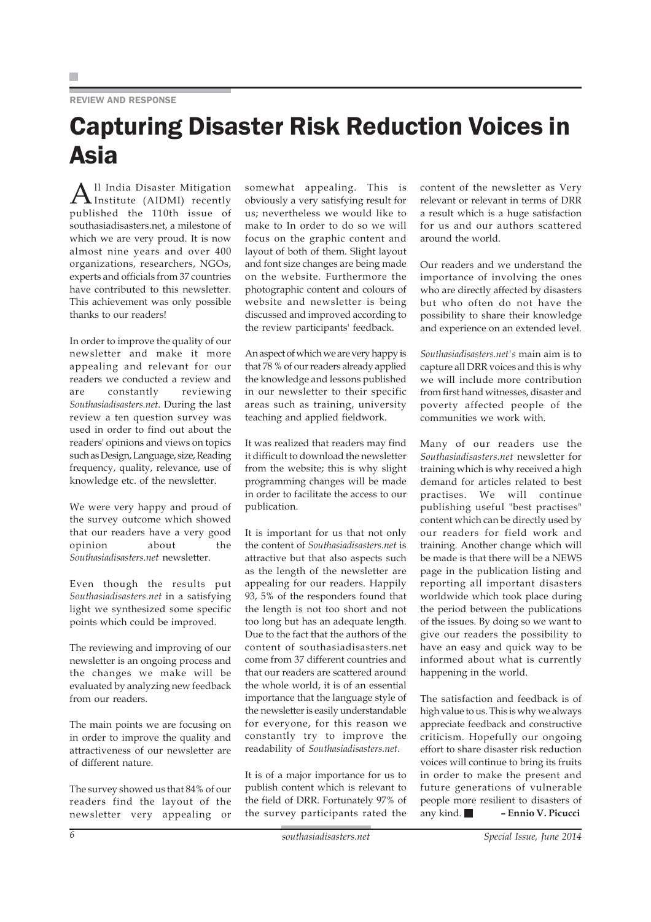REVIEW AND RESPONSE

# Capturing Disaster Risk Reduction Voices in Asia

All India Disaster Mitigation Institute (AIDMI) recently published the 110th issue of southasiadisasters.net, a milestone of which we are very proud. It is now almost nine years and over 400 organizations, researchers, NGOs, experts and officials from 37 countries have contributed to this newsletter. This achievement was only possible thanks to our readers!

In order to improve the quality of our newsletter and make it more appealing and relevant for our readers we conducted a review and are constantly reviewing *Southasiadisasters.net*. During the last review a ten question survey was used in order to find out about the readers' opinions and views on topics such as Design, Language, size, Reading frequency, quality, relevance, use of knowledge etc. of the newsletter.

We were very happy and proud of the survey outcome which showed that our readers have a very good opinion about the *Southasiadisasters.net* newsletter.

Even though the results put *Southasiadisasters.net* in a satisfying light we synthesized some specific points which could be improved.

The reviewing and improving of our newsletter is an ongoing process and the changes we make will be evaluated by analyzing new feedback from our readers.

The main points we are focusing on in order to improve the quality and attractiveness of our newsletter are of different nature.

The survey showed us that 84% of our readers find the layout of the newsletter very appealing or somewhat appealing. This is obviously a very satisfying result for us; nevertheless we would like to make to In order to do so we will focus on the graphic content and layout of both of them. Slight layout and font size changes are being made on the website. Furthermore the photographic content and colours of website and newsletter is being discussed and improved according to the review participants' feedback.

An aspect of which we are very happy is that 78 % of our readers already applied the knowledge and lessons published in our newsletter to their specific areas such as training, university teaching and applied fieldwork.

It was realized that readers may find it difficult to download the newsletter from the website; this is why slight programming changes will be made in order to facilitate the access to our publication.

It is important for us that not only the content of *Southasiadisasters.net* is attractive but that also aspects such as the length of the newsletter are appealing for our readers. Happily 93, 5% of the responders found that the length is not too short and not too long but has an adequate length. Due to the fact that the authors of the content of southasiadisasters.net come from 37 different countries and that our readers are scattered around the whole world, it is of an essential importance that the language style of the newsletter is easily understandable for everyone, for this reason we constantly try to improve the readability of *Southasiadisasters.net*.

It is of a major importance for us to publish content which is relevant to the field of DRR. Fortunately 97% of the survey participants rated the content of the newsletter as Very relevant or relevant in terms of DRR a result which is a huge satisfaction for us and our authors scattered around the world.

Our readers and we understand the importance of involving the ones who are directly affected by disasters but who often do not have the possibility to share their knowledge and experience on an extended level.

*Southasiadisasters.net's* main aim is to capture all DRR voices and this is why we will include more contribution from first hand witnesses, disaster and poverty affected people of the communities we work with.

Many of our readers use the *Southasiadisasters.net* newsletter for training which is why received a high demand for articles related to best practises. We will continue publishing useful "best practises" content which can be directly used by our readers for field work and training. Another change which will be made is that there will be a NEWS page in the publication listing and reporting all important disasters worldwide which took place during the period between the publications of the issues. By doing so we want to give our readers the possibility to have an easy and quick way to be informed about what is currently happening in the world.

The satisfaction and feedback is of high value to us. This is why we always appreciate feedback and constructive criticism. Hopefully our ongoing effort to share disaster risk reduction voices will continue to bring its fruits in order to make the present and future generations of vulnerable people more resilient to disasters of any kind. ■

**– Ennio V. Picucci**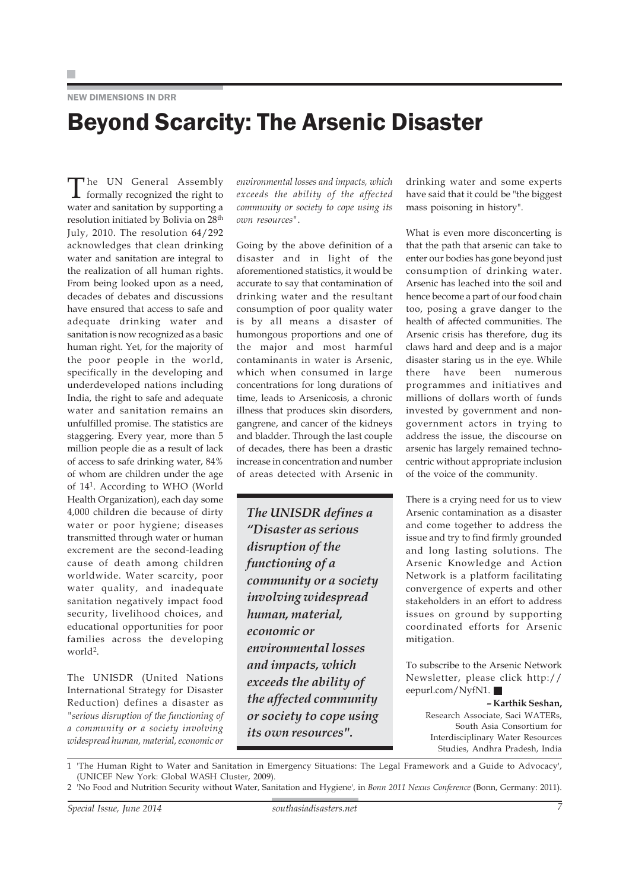NEW DIMENSIONS IN DRR

# Beyond Scarcity: The Arsenic Disaster

The UN General Assembly formally recognized the right to water and sanitation by supporting a resolution initiated by Bolivia on 28th July, 2010. The resolution 64/292 acknowledges that clean drinking water and sanitation are integral to the realization of all human rights. From being looked upon as a need, decades of debates and discussions have ensured that access to safe and adequate drinking water and sanitation is now recognized as a basic human right. Yet, for the majority of the poor people in the world, specifically in the developing and underdeveloped nations including India, the right to safe and adequate water and sanitation remains an unfulfilled promise. The statistics are staggering. Every year, more than 5 million people die as a result of lack of access to safe drinking water, 84% of whom are children under the age of 14[1]. According to WHO (World Health Organization), each day some 4,000 children die because of dirty water or poor hygiene; diseases transmitted through water or human excrement are the second-leading cause of death among children worldwide. Water scarcity, poor water quality, and inadequate sanitation negatively impact food security, livelihood choices, and educational opportunities for poor families across the developing world[2].

The UNISDR (United Nations International Strategy for Disaster Reduction) defines a disaster as *"serious disruption of the functioning of a community or a society involving widespread human, material, economic or environmental losses and impacts, which exceeds the ability of the affected community or society to cope using its own resources"*.

Going by the above definition of a disaster and in light of the aforementioned statistics, it would be accurate to say that contamination of drinking water and the resultant consumption of poor quality water is by all means a disaster of humongous proportions and one of the major and most harmful contaminants in water is Arsenic, which when consumed in large concentrations for long durations of time, leads to Arsenicosis, a chronic illness that produces skin disorders, gangrene, and cancer of the kidneys and bladder. Through the last couple of decades, there has been a drastic increase in concentration and number of areas detected with Arsenic in drinking water and some experts have said that it could be "the biggest mass poisoning in history".

> ***The UNISDR defines a "Disaster as serious disruption of the functioning of a community or a society involving widespread human, material, economic or environmental losses and impacts, which exceeds the ability of the affected community or society to cope using its own resources".***

What is even more disconcerting is that the path that arsenic can take to enter our bodies has gone beyond just consumption of drinking water. Arsenic has leached into the soil and hence become a part of our food chain too, posing a grave danger to the health of affected communities. The Arsenic crisis has therefore, dug its claws hard and deep and is a major disaster staring us in the eye. While there have been numerous programmes and initiatives and millions of dollars worth of funds invested by government and non-government actors in trying to address the issue, the discourse on arsenic has largely remained techno-centric without appropriate inclusion of the voice of the community.

There is a crying need for us to view Arsenic contamination as a disaster and come together to address the issue and try to find firmly grounded and long lasting solutions. The Arsenic Knowledge and Action Network is a platform facilitating convergence of experts and other stakeholders in an effort to address issues on ground by supporting coordinated efforts for Arsenic mitigation.

To subscribe to the Arsenic Network Newsletter, please click http://eepurl.com/NyfN1.

**– Karthik Seshan,**
Research Associate, Saci WATERs, South Asia Consortium for Interdisciplinary Water Resources Studies, Andhra Pradesh, India

1 'The Human Right to Water and Sanitation in Emergency Situations: The Legal Framework and a Guide to Advocacy', (UNICEF New York: Global WASH Cluster, 2009).

2 'No Food and Nutrition Security without Water, Sanitation and Hygiene', in *Bonn 2011 Nexus Conference* (Bonn, Germany: 2011).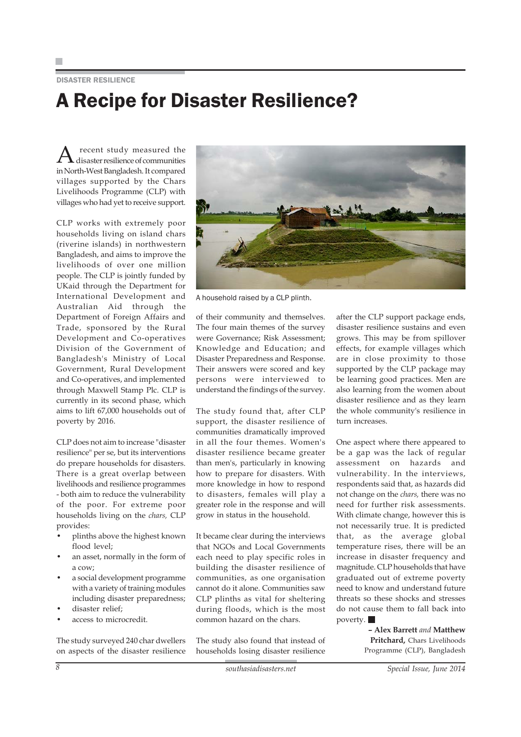DISASTER RESILIENCE

# A Recipe for Disaster Resilience?

A recent study measured the disaster resilience of communities in North-West Bangladesh. It compared villages supported by the Chars Livelihoods Programme (CLP) with villages who had yet to receive support.

CLP works with extremely poor households living on island chars (riverine islands) in northwestern Bangladesh, and aims to improve the livelihoods of over one million people. The CLP is jointly funded by UKaid through the Department for International Development and Australian Aid through the Department of Foreign Affairs and Trade, sponsored by the Rural Development and Co-operatives Division of the Government of Bangladesh's Ministry of Local Government, Rural Development and Co-operatives, and implemented through Maxwell Stamp Plc. CLP is currently in its second phase, which aims to lift 67,000 households out of poverty by 2016.

CLP does not aim to increase "disaster resilience" per se, but its interventions do prepare households for disasters. There is a great overlap between livelihoods and resilience programmes - both aim to reduce the vulnerability of the poor. For extreme poor households living on the *chars,* CLP provides:

- plinths above the highest known flood level;
- an asset, normally in the form of a cow;
- a social development programme with a variety of training modules including disaster preparedness;
- disaster relief;
- access to microcredit.

The study surveyed 240 char dwellers on aspects of the disaster resilience of their community and themselves. The four main themes of the survey were Governance; Risk Assessment; Knowledge and Education; and Disaster Preparedness and Response. Their answers were scored and key persons were interviewed to understand the findings of the survey.

A household raised by a CLP plinth.

The study found that, after CLP support, the disaster resilience of communities dramatically improved in all the four themes. Women's disaster resilience became greater than men's, particularly in knowing how to prepare for disasters. With more knowledge in how to respond to disasters, females will play a greater role in the response and will grow in status in the household.

It became clear during the interviews that NGOs and Local Governments each need to play specific roles in building the disaster resilience of communities, as one organisation cannot do it alone. Communities saw CLP plinths as vital for sheltering during floods, which is the most common hazard on the chars.

The study also found that instead of households losing disaster resilience after the CLP support package ends, disaster resilience sustains and even grows. This may be from spillover effects, for example villages which are in close proximity to those supported by the CLP package may be learning good practices. Men are also learning from the women about disaster resilience and as they learn the whole community's resilience in turn increases.

One aspect where there appeared to be a gap was the lack of regular assessment on hazards and vulnerability. In the interviews, respondents said that, as hazards did not change on the *chars,* there was no need for further risk assessments. With climate change, however this is not necessarily true. It is predicted that, as the average global temperature rises, there will be an increase in disaster frequency and magnitude. CLP households that have graduated out of extreme poverty need to know and understand future threats so these shocks and stresses do not cause them to fall back into poverty. ■

**– Alex Barrett** *and* **Matthew Pritchard,** Chars Livelihoods Programme (CLP), Bangladesh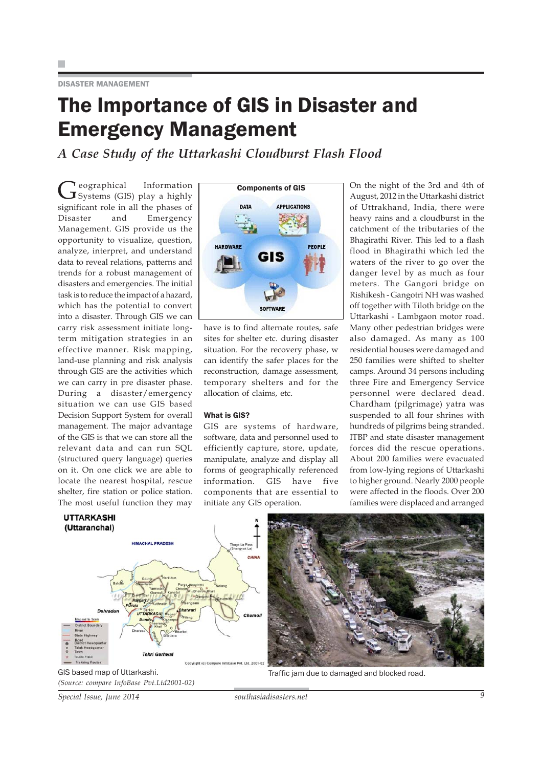DISASTER MANAGEMENT

# The Importance of GIS in Disaster and Emergency Management

## *A Case Study of the Uttarkashi Cloudburst Flash Flood*

Geographical Information Systems (GIS) play a highly significant role in all the phases of Disaster and Emergency Management. GIS provide us the opportunity to visualize, question, analyze, interpret, and understand data to reveal relations, patterns and trends for a robust management of disasters and emergencies. The initial task is to reduce the impact of a hazard, which has the potential to convert into a disaster. Through GIS we can carry risk assessment initiate long-term mitigation strategies in an effective manner. Risk mapping, land-use planning and risk analysis through GIS are the activities which we can carry in pre disaster phase. During a disaster/emergency situation we can use GIS based Decision Support System for overall management. The major advantage of the GIS is that we can store all the relevant data and can run SQL (structured query language) queries on it. On one click we are able to locate the nearest hospital, rescue shelter, fire station or police station. The most useful function they may have is to find alternate routes, safe sites for shelter etc. during disaster situation. For the recovery phase, w can identify the safer places for the reconstruction, damage assessment, temporary shelters and for the allocation of claims, etc.

### What is GIS?

GIS are systems of hardware, software, data and personnel used to efficiently capture, store, update, manipulate, analyze and display all forms of geographically referenced information. GIS have five components that are essential to initiate any GIS operation.

On the night of the 3rd and 4th of August, 2012 in the Uttarkashi district of Uttrakhand, India, there were heavy rains and a cloudburst in the catchment of the tributaries of the Bhagirathi River. This led to a flash flood in Bhagirathi which led the waters of the river to go over the danger level by as much as four meters. The Gangori bridge on Rishikesh - Gangotri NH was washed off together with Tiloth bridge on the Uttarkashi - Lambgaon motor road. Many other pedestrian bridges were also damaged. As many as 100 residential houses were damaged and 250 families were shifted to shelter camps. Around 34 persons including three Fire and Emergency Service personnel were declared dead. Chardham (pilgrimage) yatra was suspended to all four shrines with hundreds of pilgrims being stranded. ITBP and state disaster management forces did the rescue operations. About 200 families were evacuated from low-lying regions of Uttarkashi to higher ground. Nearly 2000 people were affected in the floods. Over 200 families were displaced and arranged

GIS based map of Uttarkashi.
*(Source: compare InfoBase Pvt.Ltd2001-02)*

Traffic jam due to damaged and blocked road.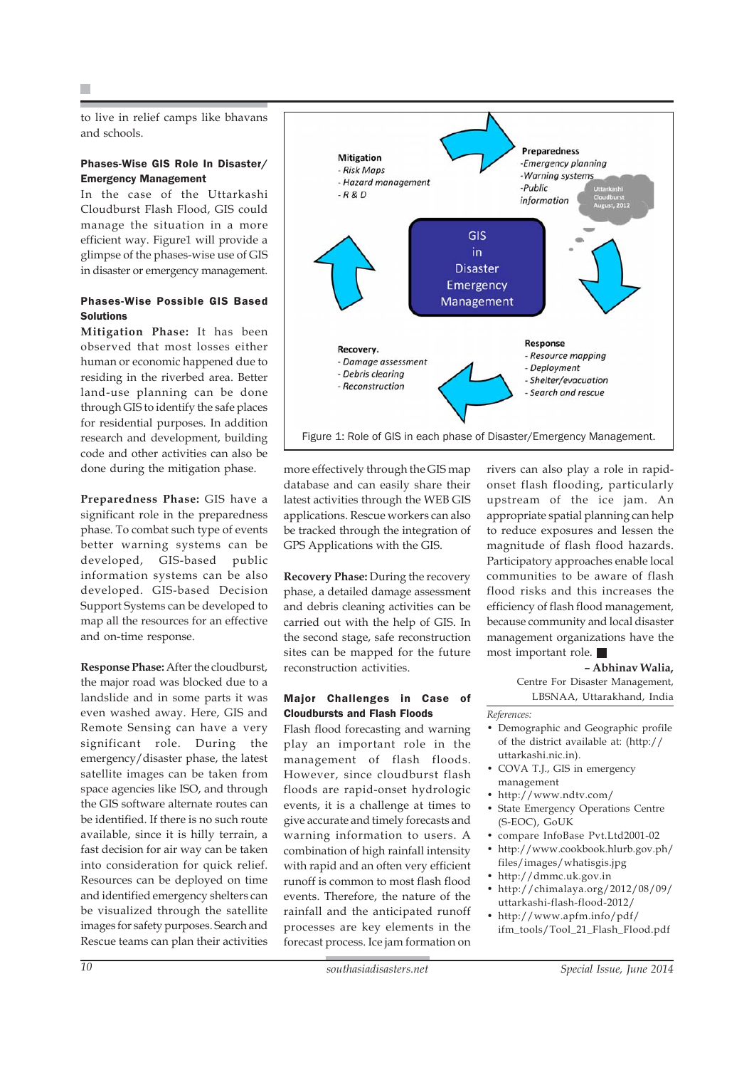to live in relief camps like bhavans and schools.

### Phases-Wise GIS Role In Disaster/ Emergency Management

In the case of the Uttarkashi Cloudburst Flash Flood, GIS could manage the situation in a more efficient way. Figure1 will provide a glimpse of the phases-wise use of GIS in disaster or emergency management.

Mitigation
- Risk Maps
- Hazard management
- R & D

Preparedness
-Emergency planning
-Warning systems
-Public information

Uttarkashi Cloudburst August, 2012

GIS in Disaster Emergency Management

Recovery.
- Damage assessment
- Debris clearing
- Reconstruction

Response
- Resource mapping
- Deployment
- Shelter/evacuation
- Search and rescue

Figure 1: Role of GIS in each phase of Disaster/Emergency Management.

### Phases-Wise Possible GIS Based Solutions

**Mitigation Phase:** It has been observed that most losses either human or economic happened due to residing in the riverbed area. Better land-use planning can be done through GIS to identify the safe places for residential purposes. In addition research and development, building code and other activities can also be done during the mitigation phase.

**Preparedness Phase:** GIS have a significant role in the preparedness phase. To combat such type of events better warning systems can be developed, GIS-based public information systems can be also developed. GIS-based Decision Support Systems can be developed to map all the resources for an effective and on-time response.

**Response Phase:** After the cloudburst, the major road was blocked due to a landslide and in some parts it was even washed away. Here, GIS and Remote Sensing can have a very significant role. During the emergency/disaster phase, the latest satellite images can be taken from space agencies like ISO, and through the GIS software alternate routes can be identified. If there is no such route available, since it is hilly terrain, a fast decision for air way can be taken into consideration for quick relief. Resources can be deployed on time and identified emergency shelters can be visualized through the satellite images for safety purposes. Search and Rescue teams can plan their activities more effectively through the GIS map database and can easily share their latest activities through the WEB GIS applications. Rescue workers can also be tracked through the integration of GPS Applications with the GIS.

**Recovery Phase:** During the recovery phase, a detailed damage assessment and debris cleaning activities can be carried out with the help of GIS. In the second stage, safe reconstruction sites can be mapped for the future reconstruction activities.

### Major Challenges in Case of Cloudbursts and Flash Floods

Flash flood forecasting and warning play an important role in the management of flash floods. However, since cloudburst flash floods are rapid-onset hydrologic events, it is a challenge at times to give accurate and timely forecasts and warning information to users. A combination of high rainfall intensity with rapid and an often very efficient runoff is common to most flash flood events. Therefore, the nature of the rainfall and the anticipated runoff processes are key elements in the forecast process. Ice jam formation on rivers can also play a role in rapid-onset flash flooding, particularly upstream of the ice jam. An appropriate spatial planning can help to reduce exposures and lessen the magnitude of flash flood hazards. Participatory approaches enable local communities to be aware of flash flood risks and this increases the efficiency of flash flood management, because community and local disaster management organizations have the most important role. ■

**– Abhinav Walia,**
Centre For Disaster Management,
LBSNAA, Uttarakhand, India

*References:*

- Demographic and Geographic profile of the district available at: (http://uttarkashi.nic.in).
- COVA T.J., GIS in emergency management
- http://www.ndtv.com/
- State Emergency Operations Centre (S-EOC), GoUK
- compare InfoBase Pvt.Ltd2001-02
- http://www.cookbook.hlurb.gov.ph/files/images/whatisgis.jpg
- http://dmmc.uk.gov.in
- http://chimalaya.org/2012/08/09/uttarkashi-flash-flood-2012/
- http://www.apfm.info/pdf/ifm_tools/Tool_21_Flash_Flood.pdf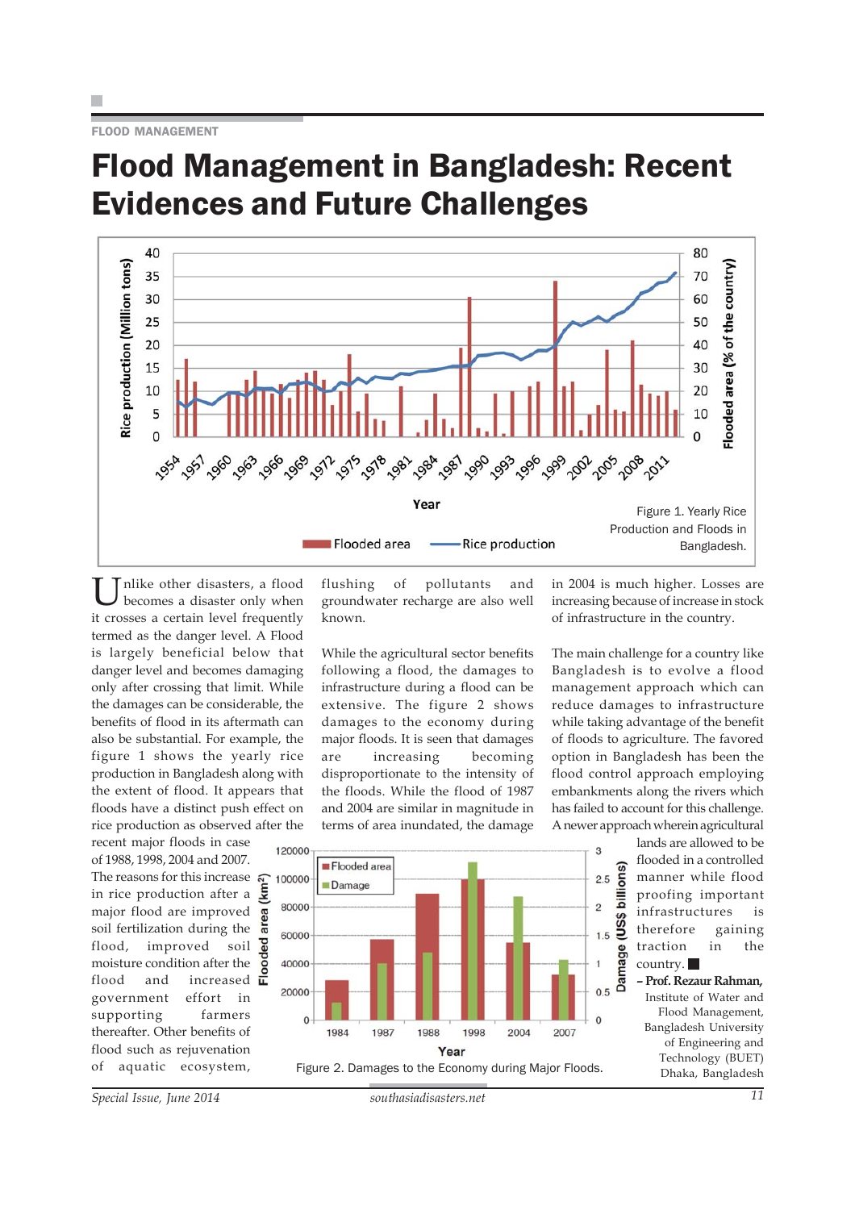FLOOD MANAGEMENT

# Flood Management in Bangladesh: Recent Evidences and Future Challenges

Figure 1. Yearly Rice Production and Floods in Bangladesh.

Unlike other disasters, a flood becomes a disaster only when it crosses a certain level frequently termed as the danger level. A Flood is largely beneficial below that danger level and becomes damaging only after crossing that limit. While the damages can be considerable, the benefits of flood in its aftermath can also be substantial. For example, the figure 1 shows the yearly rice production in Bangladesh along with the extent of flood. It appears that floods have a distinct push effect on rice production as observed after the recent major floods in case of 1988, 1998, 2004 and 2007. The reasons for this increase in rice production after a major flood are improved soil fertilization during the flood, improved soil moisture condition after the flood and increased government effort in supporting farmers thereafter. Other benefits of flood such as rejuvenation of aquatic ecosystem, flushing of pollutants and groundwater recharge are also well known.

While the agricultural sector benefits following a flood, the damages to infrastructure during a flood can be extensive. The figure 2 shows damages to the economy during major floods. It is seen that damages are increasing becoming disproportionate to the intensity of the floods. While the flood of 1987 and 2004 are similar in magnitude in terms of area inundated, the damage in 2004 is much higher. Losses are increasing because of increase in stock of infrastructure in the country.

Figure 2. Damages to the Economy during Major Floods.

The main challenge for a country like Bangladesh is to evolve a flood management approach which can reduce damages to infrastructure while taking advantage of the benefit of floods to agriculture. The favored option in Bangladesh has been the flood control approach employing embankments along the rivers which has failed to account for this challenge. A newer approach wherein agricultural lands are allowed to be flooded in a controlled manner while flood proofing important infrastructures is therefore gaining traction in the country. ■

**– Prof. Rezaur Rahman,**
Institute of Water and Flood Management,
Bangladesh University of Engineering and Technology (BUET)
Dhaka, Bangladesh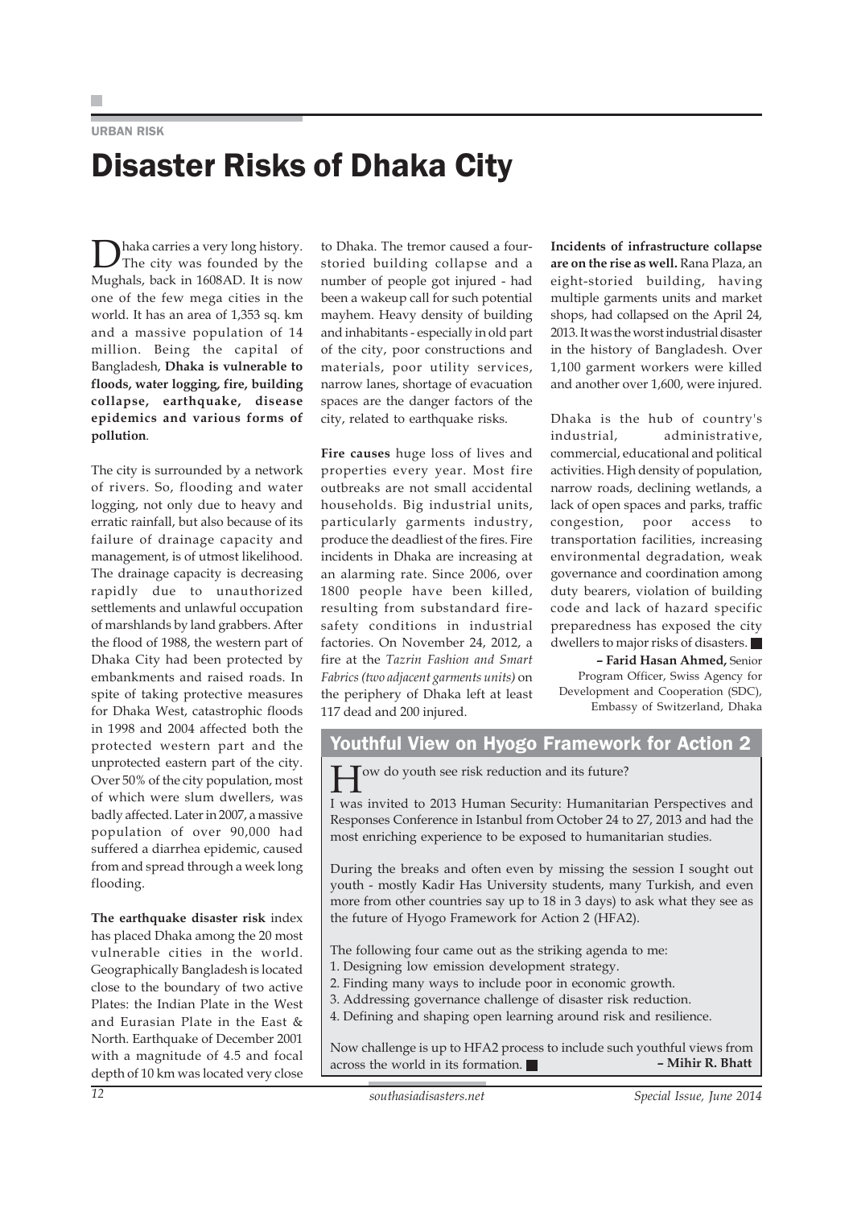URBAN RISK

# Disaster Risks of Dhaka City

Dhaka carries a very long history. The city was founded by the Mughals, back in 1608AD. It is now one of the few mega cities in the world. It has an area of 1,353 sq. km and a massive population of 14 million. Being the capital of Bangladesh, **Dhaka is vulnerable to floods, water logging, fire, building collapse, earthquake, disease epidemics and various forms of pollution**.

The city is surrounded by a network of rivers. So, flooding and water logging, not only due to heavy and erratic rainfall, but also because of its failure of drainage capacity and management, is of utmost likelihood. The drainage capacity is decreasing rapidly due to unauthorized settlements and unlawful occupation of marshlands by land grabbers. After the flood of 1988, the western part of Dhaka City had been protected by embankments and raised roads. In spite of taking protective measures for Dhaka West, catastrophic floods in 1998 and 2004 affected both the protected western part and the unprotected eastern part of the city. Over 50% of the city population, most of which were slum dwellers, was badly affected. Later in 2007, a massive population of over 90,000 had suffered a diarrhea epidemic, caused from and spread through a week long flooding.

**The earthquake disaster risk** index has placed Dhaka among the 20 most vulnerable cities in the world. Geographically Bangladesh is located close to the boundary of two active Plates: the Indian Plate in the West and Eurasian Plate in the East & North. Earthquake of December 2001 with a magnitude of 4.5 and focal depth of 10 km was located very close to Dhaka. The tremor caused a four-storied building collapse and a number of people got injured - had been a wakeup call for such potential mayhem. Heavy density of building and inhabitants - especially in old part of the city, poor constructions and materials, poor utility services, narrow lanes, shortage of evacuation spaces are the danger factors of the city, related to earthquake risks.

**Fire causes** huge loss of lives and properties every year. Most fire outbreaks are not small accidental households. Big industrial units, particularly garments industry, produce the deadliest of the fires. Fire incidents in Dhaka are increasing at an alarming rate. Since 2006, over 1800 people have been killed, resulting from substandard fire-safety conditions in industrial factories. On November 24, 2012, a fire at the *Tazrin Fashion and Smart Fabrics (two adjacent garments units)* on the periphery of Dhaka left at least 117 dead and 200 injured.

**Incidents of infrastructure collapse are on the rise as well.** Rana Plaza, an eight-storied building, having multiple garments units and market shops, had collapsed on the April 24, 2013. It was the worst industrial disaster in the history of Bangladesh. Over 1,100 garment workers were killed and another over 1,600, were injured.

Dhaka is the hub of country's industrial, administrative, commercial, educational and political activities. High density of population, narrow roads, declining wetlands, a lack of open spaces and parks, traffic congestion, poor access to transportation facilities, increasing environmental degradation, weak governance and coordination among duty bearers, violation of building code and lack of hazard specific preparedness has exposed the city dwellers to major risks of disasters. ■

**– Farid Hasan Ahmed,** Senior Program Officer, Swiss Agency for Development and Cooperation (SDC), Embassy of Switzerland, Dhaka

## Youthful View on Hyogo Framework for Action 2

How do youth see risk reduction and its future?

I was invited to 2013 Human Security: Humanitarian Perspectives and Responses Conference in Istanbul from October 24 to 27, 2013 and had the most enriching experience to be exposed to humanitarian studies.

During the breaks and often even by missing the session I sought out youth - mostly Kadir Has University students, many Turkish, and even more from other countries say up to 18 in 3 days) to ask what they see as the future of Hyogo Framework for Action 2 (HFA2).

The following four came out as the striking agenda to me:

1. Designing low emission development strategy.
2. Finding many ways to include poor in economic growth.
3. Addressing governance challenge of disaster risk reduction.
4. Defining and shaping open learning around risk and resilience.

Now challenge is up to HFA2 process to include such youthful views from across the world in its formation. ■

**– Mihir R. Bhatt**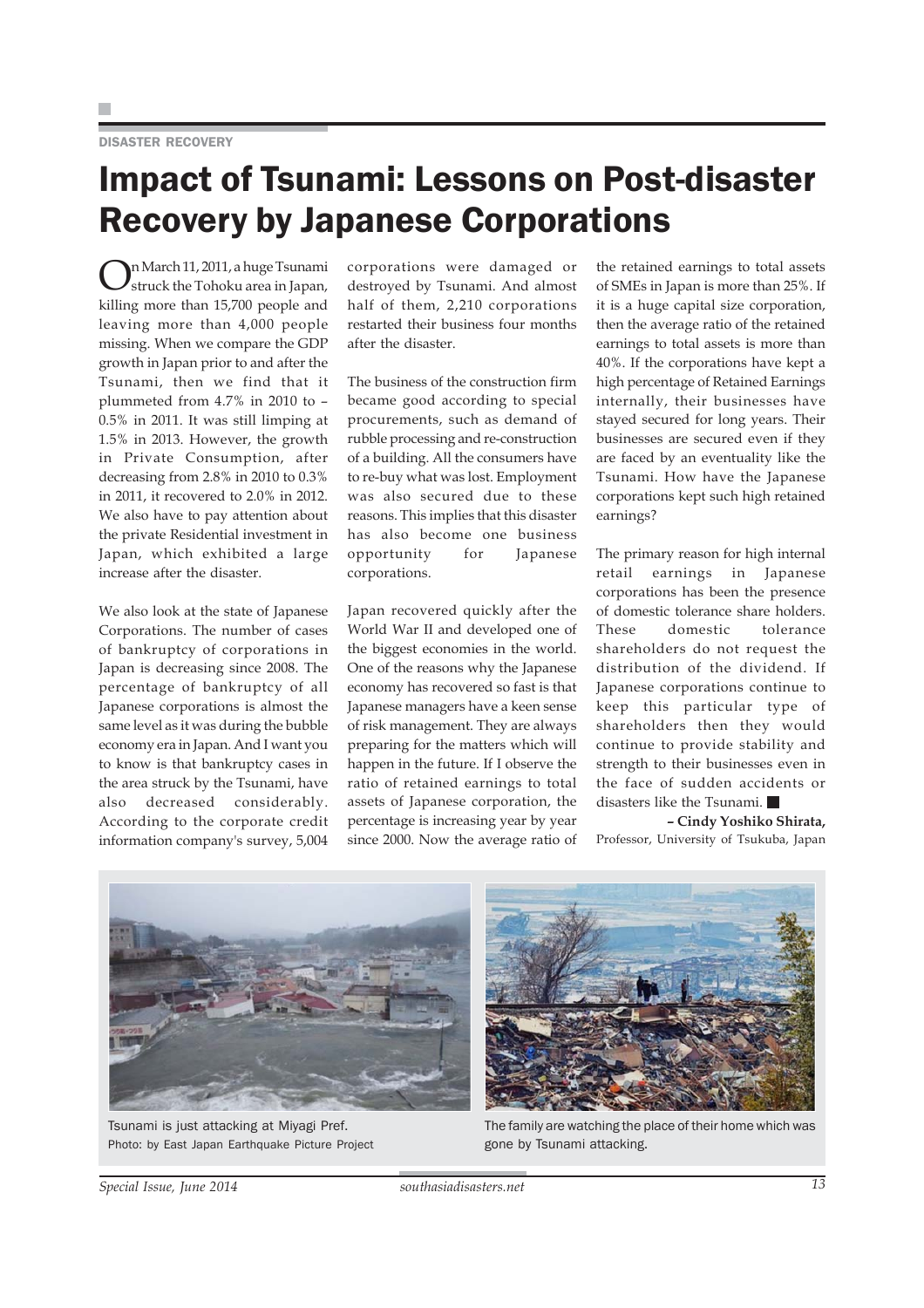DISASTER RECOVERY

# Impact of Tsunami: Lessons on Post-disaster Recovery by Japanese Corporations

On March 11, 2011, a huge Tsunami struck the Tohoku area in Japan, killing more than 15,700 people and leaving more than 4,000 people missing. When we compare the GDP growth in Japan prior to and after the Tsunami, then we find that it plummeted from 4.7% in 2010 to –0.5% in 2011. It was still limping at 1.5% in 2013. However, the growth in Private Consumption, after decreasing from 2.8% in 2010 to 0.3% in 2011, it recovered to 2.0% in 2012. We also have to pay attention about the private Residential investment in Japan, which exhibited a large increase after the disaster.

We also look at the state of Japanese Corporations. The number of cases of bankruptcy of corporations in Japan is decreasing since 2008. The percentage of bankruptcy of all Japanese corporations is almost the same level as it was during the bubble economy era in Japan. And I want you to know is that bankruptcy cases in the area struck by the Tsunami, have also decreased considerably. According to the corporate credit information company's survey, 5,004 corporations were damaged or destroyed by Tsunami. And almost half of them, 2,210 corporations restarted their business four months after the disaster.

The business of the construction firm became good according to special procurements, such as demand of rubble processing and re-construction of a building. All the consumers have to re-buy what was lost. Employment was also secured due to these reasons. This implies that this disaster has also become one business opportunity for Japanese corporations.

Japan recovered quickly after the World War II and developed one of the biggest economies in the world. One of the reasons why the Japanese economy has recovered so fast is that Japanese managers have a keen sense of risk management. They are always preparing for the matters which will happen in the future. If I observe the ratio of retained earnings to total assets of Japanese corporation, the percentage is increasing year by year since 2000. Now the average ratio of the retained earnings to total assets of SMEs in Japan is more than 25%. If it is a huge capital size corporation, then the average ratio of the retained earnings to total assets is more than 40%. If the corporations have kept a high percentage of Retained Earnings internally, their businesses have stayed secured for long years. Their businesses are secured even if they are faced by an eventuality like the Tsunami. How have the Japanese corporations kept such high retained earnings?

The primary reason for high internal retail earnings in Japanese corporations has been the presence of domestic tolerance share holders. These domestic tolerance shareholders do not request the distribution of the dividend. If Japanese corporations continue to keep this particular type of shareholders then they would continue to provide stability and strength to their businesses even in the face of sudden accidents or disasters like the Tsunami. ■

**– Cindy Yoshiko Shirata,**
Professor, University of Tsukuba, Japan

Tsunami is just attacking at Miyagi Pref.
Photo: by East Japan Earthquake Picture Project

The family are watching the place of their home which was gone by Tsunami attacking.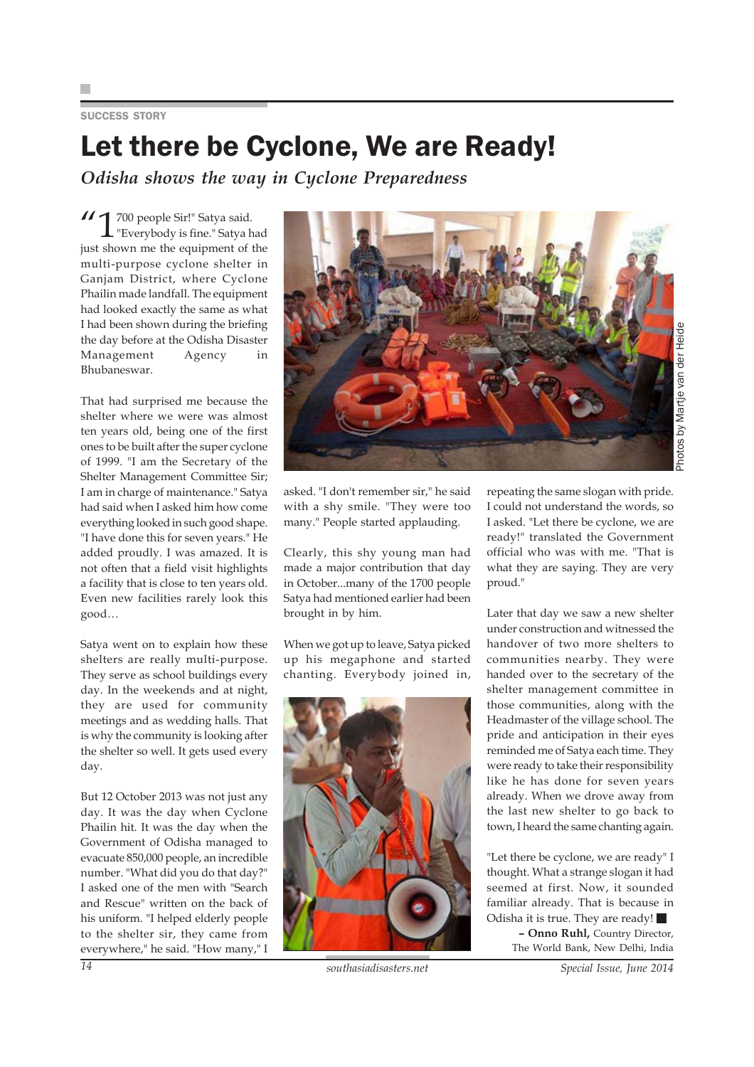SUCCESS STORY

# Let there be Cyclone, We are Ready!

*Odisha shows the way in Cyclone Preparedness*

"1700 people Sir!" Satya said. "Everybody is fine." Satya had just shown me the equipment of the multi-purpose cyclone shelter in Ganjam District, where Cyclone Phailin made landfall. The equipment had looked exactly the same as what I had been shown during the briefing the day before at the Odisha Disaster Management Agency in Bhubaneswar.

That had surprised me because the shelter where we were was almost ten years old, being one of the first ones to be built after the super cyclone of 1999. "I am the Secretary of the Shelter Management Committee Sir; I am in charge of maintenance." Satya had said when I asked him how come everything looked in such good shape. "I have done this for seven years." He added proudly. I was amazed. It is not often that a field visit highlights a facility that is close to ten years old. Even new facilities rarely look this good…

Satya went on to explain how these shelters are really multi-purpose. They serve as school buildings every day. In the weekends and at night, they are used for community meetings and as wedding halls. That is why the community is looking after the shelter so well. It gets used every day.

But 12 October 2013 was not just any day. It was the day when Cyclone Phailin hit. It was the day when the Government of Odisha managed to evacuate 850,000 people, an incredible number. "What did you do that day?" I asked one of the men with "Search and Rescue" written on the back of his uniform. "I helped elderly people to the shelter sir, they came from everywhere," he said. "How many," I asked. "I don't remember sir," he said with a shy smile. "They were too many." People started applauding.

Clearly, this shy young man had made a major contribution that day in October...many of the 1700 people Satya had mentioned earlier had been brought in by him.

When we got up to leave, Satya picked up his megaphone and started chanting. Everybody joined in, repeating the same slogan with pride. I could not understand the words, so I asked. "Let there be cyclone, we are ready!" translated the Government official who was with me. "That is what they are saying. They are very proud."

Later that day we saw a new shelter under construction and witnessed the handover of two more shelters to communities nearby. They were handed over to the secretary of the shelter management committee in those communities, along with the Headmaster of the village school. The pride and anticipation in their eyes reminded me of Satya each time. They were ready to take their responsibility like he has done for seven years already. When we drove away from the last new shelter to go back to town, I heard the same chanting again.

"Let there be cyclone, we are ready" I thought. What a strange slogan it had seemed at first. Now, it sounded familiar already. That is because in Odisha it is true. They are ready!

**– Onno Ruhl,** Country Director, The World Bank, New Delhi, India

Photos by Martje van der Heide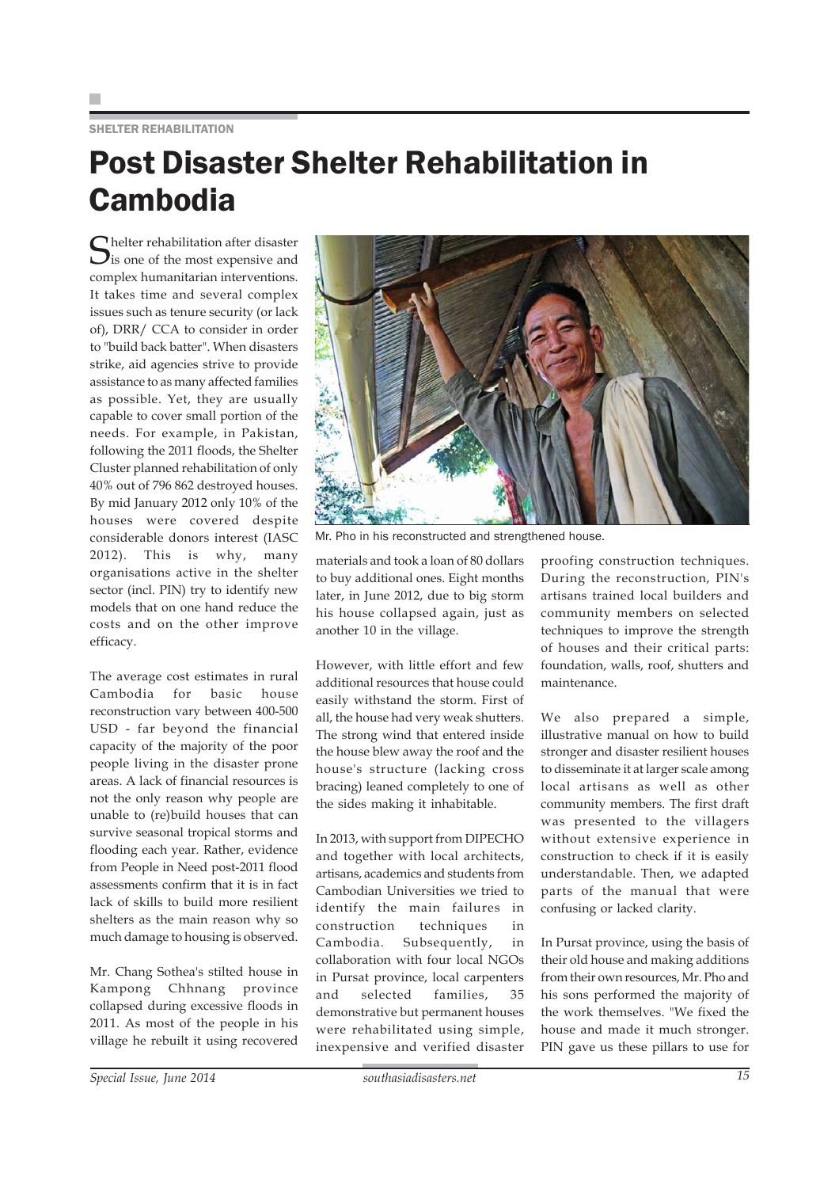SHELTER REHABILITATION

# Post Disaster Shelter Rehabilitation in Cambodia

Shelter rehabilitation after disaster is one of the most expensive and complex humanitarian interventions. It takes time and several complex issues such as tenure security (or lack of), DRR/ CCA to consider in order to "build back batter". When disasters strike, aid agencies strive to provide assistance to as many affected families as possible. Yet, they are usually capable to cover small portion of the needs. For example, in Pakistan, following the 2011 floods, the Shelter Cluster planned rehabilitation of only 40% out of 796 862 destroyed houses. By mid January 2012 only 10% of the houses were covered despite considerable donors interest (IASC 2012). This is why, many organisations active in the shelter sector (incl. PIN) try to identify new models that on one hand reduce the costs and on the other improve efficacy.

The average cost estimates in rural Cambodia for basic house reconstruction vary between 400-500 USD - far beyond the financial capacity of the majority of the poor people living in the disaster prone areas. A lack of financial resources is not the only reason why people are unable to (re)build houses that can survive seasonal tropical storms and flooding each year. Rather, evidence from People in Need post-2011 flood assessments confirm that it is in fact lack of skills to build more resilient shelters as the main reason why so much damage to housing is observed.

Mr. Chang Sothea's stilted house in Kampong Chhnang province collapsed during excessive floods in 2011. As most of the people in his village he rebuilt it using recovered materials and took a loan of 80 dollars to buy additional ones. Eight months later, in June 2012, due to big storm his house collapsed again, just as another 10 in the village.

Mr. Pho in his reconstructed and strengthened house.

However, with little effort and few additional resources that house could easily withstand the storm. First of all, the house had very weak shutters. The strong wind that entered inside the house blew away the roof and the house's structure (lacking cross bracing) leaned completely to one of the sides making it inhabitable.

In 2013, with support from DIPECHO and together with local architects, artisans, academics and students from Cambodian Universities we tried to identify the main failures in construction techniques in Cambodia. Subsequently, in collaboration with four local NGOs in Pursat province, local carpenters and selected families, 35 demonstrative but permanent houses were rehabilitated using simple, inexpensive and verified disaster proofing construction techniques. During the reconstruction, PIN's artisans trained local builders and community members on selected techniques to improve the strength of houses and their critical parts: foundation, walls, roof, shutters and maintenance.

We also prepared a simple, illustrative manual on how to build stronger and disaster resilient houses to disseminate it at larger scale among local artisans as well as other community members. The first draft was presented to the villagers without extensive experience in construction to check if it is easily understandable. Then, we adapted parts of the manual that were confusing or lacked clarity.

In Pursat province, using the basis of their old house and making additions from their own resources, Mr. Pho and his sons performed the majority of the work themselves. "We fixed the house and made it much stronger. PIN gave us these pillars to use for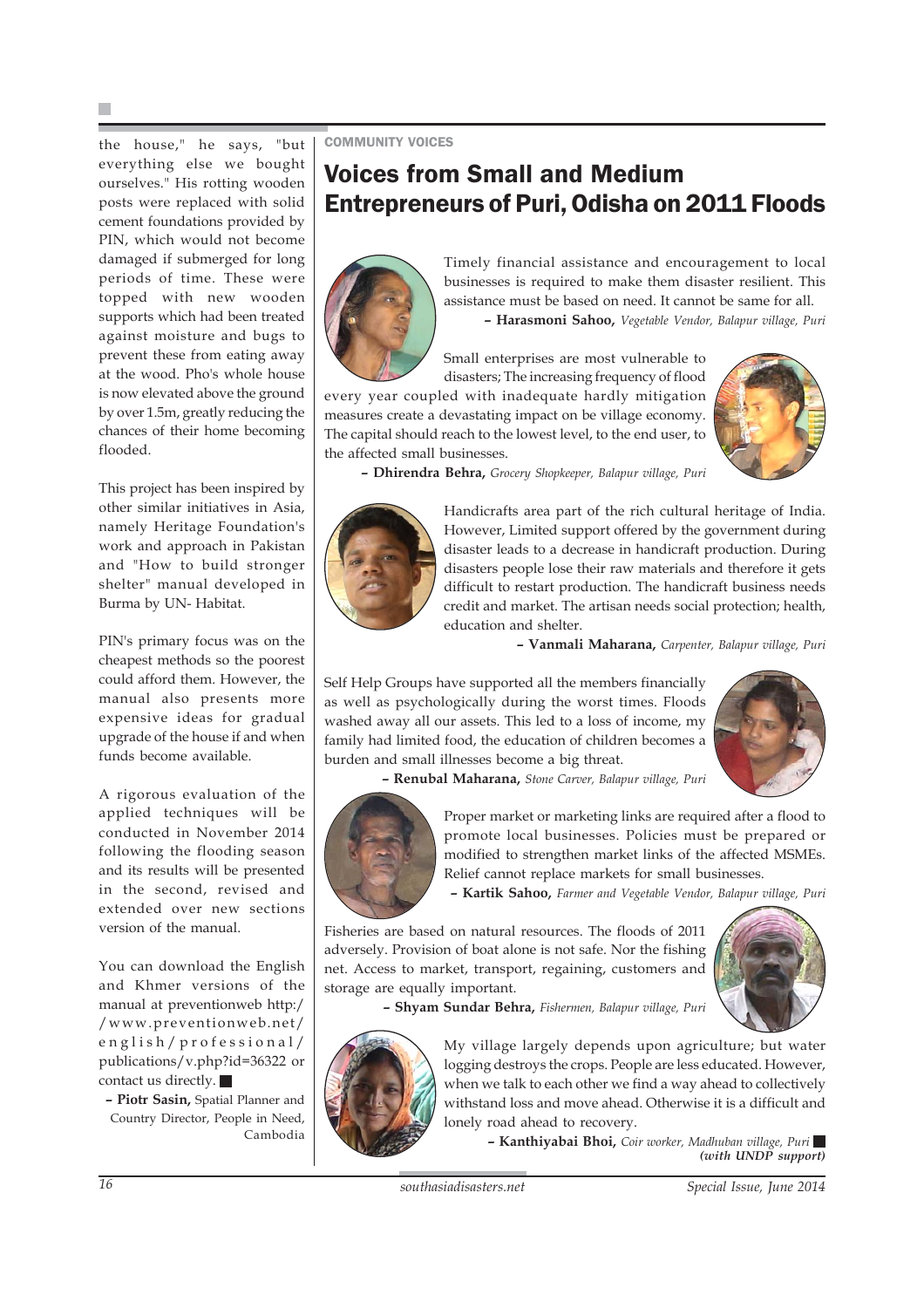the house," he says, "but everything else we bought ourselves." His rotting wooden posts were replaced with solid cement foundations provided by PIN, which would not become damaged if submerged for long periods of time. These were topped with new wooden supports which had been treated against moisture and bugs to prevent these from eating away at the wood. Pho's whole house is now elevated above the ground by over 1.5m, greatly reducing the chances of their home becoming flooded.

This project has been inspired by other similar initiatives in Asia, namely Heritage Foundation's work and approach in Pakistan and "How to build stronger shelter" manual developed in Burma by UN- Habitat.

PIN's primary focus was on the cheapest methods so the poorest could afford them. However, the manual also presents more expensive ideas for gradual upgrade of the house if and when funds become available.

A rigorous evaluation of the applied techniques will be conducted in November 2014 following the flooding season and its results will be presented in the second, revised and extended over new sections version of the manual.

You can download the English and Khmer versions of the manual at preventionweb http://www.preventionweb.net/english/professional/publications/v.php?id=36322 or contact us directly.

**– Piotr Sasin,** Spatial Planner and Country Director, People in Need, Cambodia

COMMUNITY VOICES

# Voices from Small and Medium Entrepreneurs of Puri, Odisha on 2011 Floods

Timely financial assistance and encouragement to local businesses is required to make them disaster resilient. This assistance must be based on need. It cannot be same for all.

**– Harasmoni Sahoo,** *Vegetable Vendor, Balapur village, Puri*

Small enterprises are most vulnerable to disasters; The increasing frequency of flood every year coupled with inadequate hardly mitigation measures create a devastating impact on be village economy. The capital should reach to the lowest level, to the end user, to the affected small businesses.

**– Dhirendra Behra,** *Grocery Shopkeeper, Balapur village, Puri*

Handicrafts area part of the rich cultural heritage of India. However, Limited support offered by the government during disaster leads to a decrease in handicraft production. During disasters people lose their raw materials and therefore it gets difficult to restart production. The handicraft business needs credit and market. The artisan needs social protection; health, education and shelter.

**– Vanmali Maharana,** *Carpenter, Balapur village, Puri*

Self Help Groups have supported all the members financially as well as psychologically during the worst times. Floods washed away all our assets. This led to a loss of income, my family had limited food, the education of children becomes a burden and small illnesses become a big threat.

**– Renubal Maharana,** *Stone Carver, Balapur village, Puri*

Proper market or marketing links are required after a flood to promote local businesses. Policies must be prepared or modified to strengthen market links of the affected MSMEs. Relief cannot replace markets for small businesses.

**– Kartik Sahoo,** *Farmer and Vegetable Vendor, Balapur village, Puri*

Fisheries are based on natural resources. The floods of 2011 adversely. Provision of boat alone is not safe. Nor the fishing net. Access to market, transport, regaining, customers and storage are equally important.

**– Shyam Sundar Behra,** *Fishermen, Balapur village, Puri*

My village largely depends upon agriculture; but water logging destroys the crops. People are less educated. However, when we talk to each other we find a way ahead to collectively withstand loss and move ahead. Otherwise it is a difficult and lonely road ahead to recovery.

**– Kanthiyabai Bhoi,** *Coir worker, Madhuban village, Puri*
***(with UNDP support)***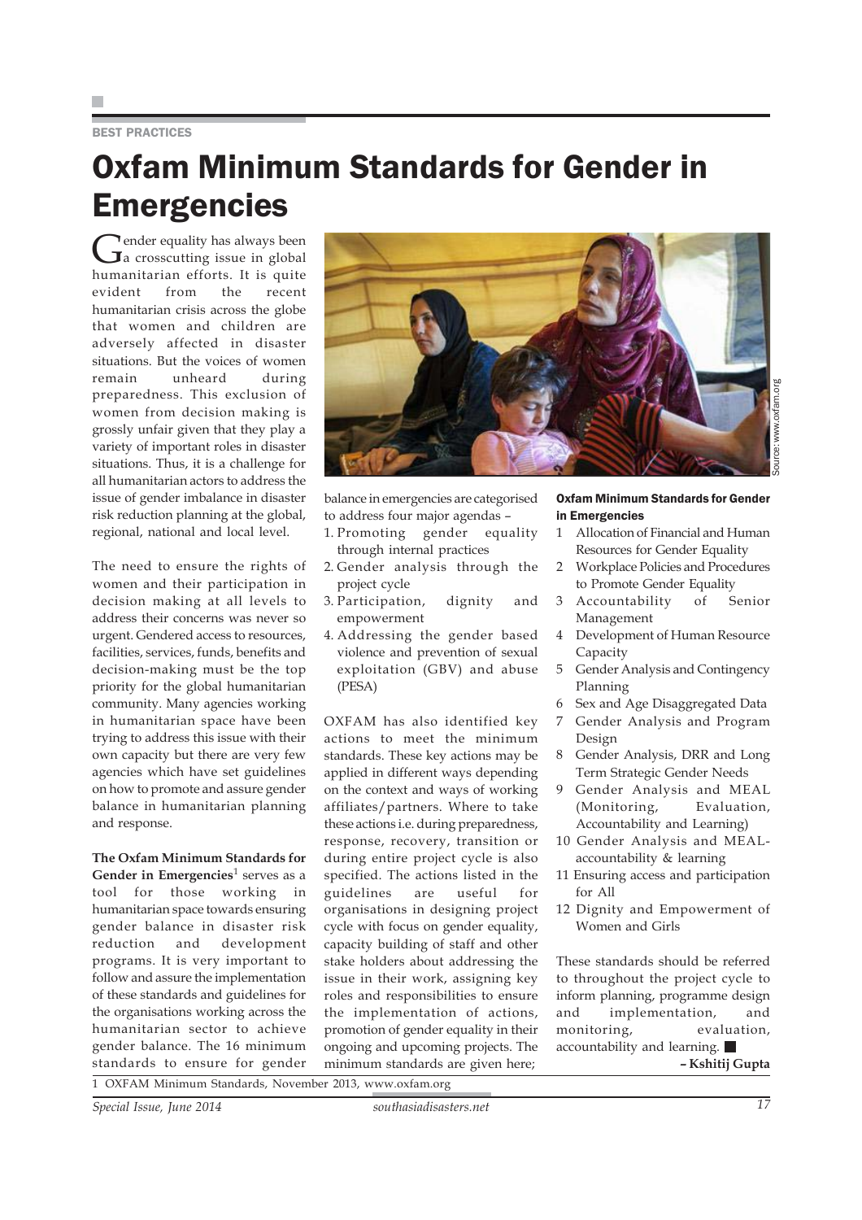BEST PRACTICES

# Oxfam Minimum Standards for Gender in Emergencies

Gender equality has always been a crosscutting issue in global humanitarian efforts. It is quite evident from the recent humanitarian crisis across the globe that women and children are adversely affected in disaster situations. But the voices of women remain unheard during preparedness. This exclusion of women from decision making is grossly unfair given that they play a variety of important roles in disaster situations. Thus, it is a challenge for all humanitarian actors to address the issue of gender imbalance in disaster risk reduction planning at the global, regional, national and local level.

The need to ensure the rights of women and their participation in decision making at all levels to address their concerns was never so urgent. Gendered access to resources, facilities, services, funds, benefits and decision-making must be the top priority for the global humanitarian community. Many agencies working in humanitarian space have been trying to address this issue with their own capacity but there are very few agencies which have set guidelines on how to promote and assure gender balance in humanitarian planning and response.

**The Oxfam Minimum Standards for Gender in Emergencies**[1] serves as a tool for those working in humanitarian space towards ensuring gender balance in disaster risk reduction and development programs. It is very important to follow and assure the implementation of these standards and guidelines for the organisations working across the humanitarian sector to achieve gender balance. The 16 minimum standards to ensure for gender balance in emergencies are categorised to address four major agendas –

1. Promoting gender equality through internal practices
2. Gender analysis through the project cycle
3. Participation, dignity and empowerment
4. Addressing the gender based violence and prevention of sexual exploitation (GBV) and abuse (PESA)

OXFAM has also identified key actions to meet the minimum standards. These key actions may be applied in different ways depending on the context and ways of working affiliates/partners. Where to take these actions i.e. during preparedness, response, recovery, transition or during entire project cycle is also specified. The actions listed in the guidelines are useful for organisations in designing project cycle with focus on gender equality, capacity building of staff and other stake holders about addressing the issue in their work, assigning key roles and responsibilities to ensure the implementation of actions, promotion of gender equality in their ongoing and upcoming projects. The minimum standards are given here;

Source: www.oxfam.org

### Oxfam Minimum Standards for Gender in Emergencies

1. Allocation of Financial and Human Resources for Gender Equality
2. Workplace Policies and Procedures to Promote Gender Equality
3. Accountability of Senior Management
4. Development of Human Resource Capacity
5. Gender Analysis and Contingency Planning
6. Sex and Age Disaggregated Data
7. Gender Analysis and Program Design
8. Gender Analysis, DRR and Long Term Strategic Gender Needs
9. Gender Analysis and MEAL (Monitoring, Evaluation, Accountability and Learning)
10. Gender Analysis and MEAL-accountability & learning
11. Ensuring access and participation for All
12. Dignity and Empowerment of Women and Girls

These standards should be referred to throughout the project cycle to inform planning, programme design and implementation, and monitoring, evaluation, accountability and learning. ■

**– Kshitij Gupta**

1 OXFAM Minimum Standards, November 2013, www.oxfam.org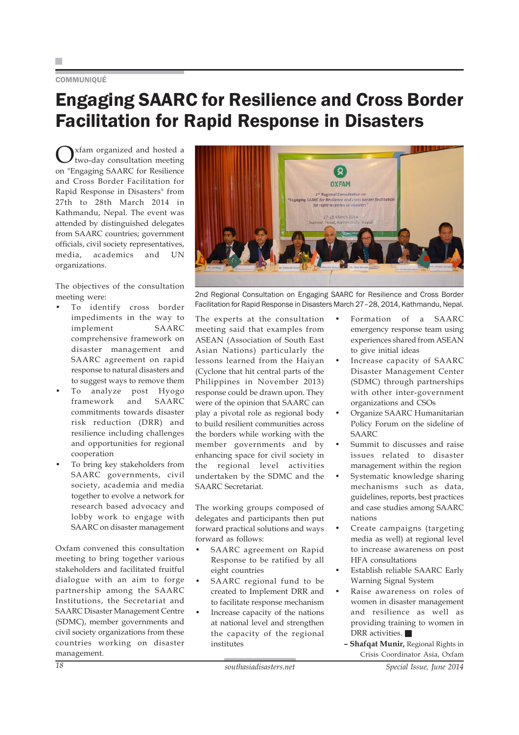COMMUNIQUÉ

# Engaging SAARC for Resilience and Cross Border Facilitation for Rapid Response in Disasters

Oxfam organized and hosted a two-day consultation meeting on "Engaging SAARC for Resilience and Cross Border Facilitation for Rapid Response in Disasters" from 27th to 28th March 2014 in Kathmandu, Nepal. The event was attended by distinguished delegates from SAARC countries; government officials, civil society representatives, media, academics and UN organizations.

The objectives of the consultation meeting were:

- To identify cross border impediments in the way to implement SAARC comprehensive framework on disaster management and SAARC agreement on rapid response to natural disasters and to suggest ways to remove them
- To analyze post Hyogo framework and SAARC commitments towards disaster risk reduction (DRR) and resilience including challenges and opportunities for regional cooperation
- To bring key stakeholders from SAARC governments, civil society, academia and media together to evolve a network for research based advocacy and lobby work to engage with SAARC on disaster management

Oxfam convened this consultation meeting to bring together various stakeholders and facilitated fruitful dialogue with an aim to forge partnership among the SAARC Institutions, the Secretariat and SAARC Disaster Management Centre (SDMC), member governments and civil society organizations from these countries working on disaster management.

2nd Regional Consultation on Engaging SAARC for Resilience and Cross Border Facilitation for Rapid Response in Disasters March 27–28, 2014, Kathmandu, Nepal.

The experts at the consultation meeting said that examples from ASEAN (Association of South East Asian Nations) particularly the lessons learned from the Haiyan (Cyclone that hit central parts of the Philippines in November 2013) response could be drawn upon. They were of the opinion that SAARC can play a pivotal role as regional body to build resilient communities across the borders while working with the member governments and by enhancing space for civil society in the regional level activities undertaken by the SDMC and the SAARC Secretariat.

The working groups composed of delegates and participants then put forward practical solutions and ways forward as follows:

- SAARC agreement on Rapid Response to be ratified by all eight countries
- SAARC regional fund to be created to Implement DRR and to facilitate response mechanism
- Increase capacity of the nations at national level and strengthen the capacity of the regional institutes
- Formation of a SAARC emergency response team using experiences shared from ASEAN to give initial ideas
- Increase capacity of SAARC Disaster Management Center (SDMC) through partnerships with other inter-government organizations and CSOs
- Organize SAARC Humanitarian Policy Forum on the sideline of SAARC
- Summit to discusses and raise issues related to disaster management within the region
- Systematic knowledge sharing mechanisms such as data, guidelines, reports, best practices and case studies among SAARC nations
- Create campaigns (targeting media as well) at regional level to increase awareness on post HFA consultations
- Establish reliable SAARC Early Warning Signal System
- Raise awareness on roles of women in disaster management and resilience as well as providing training to women in DRR activities. ■

**– Shafqat Munir,** Regional Rights in Crisis Coordinator Asia, Oxfam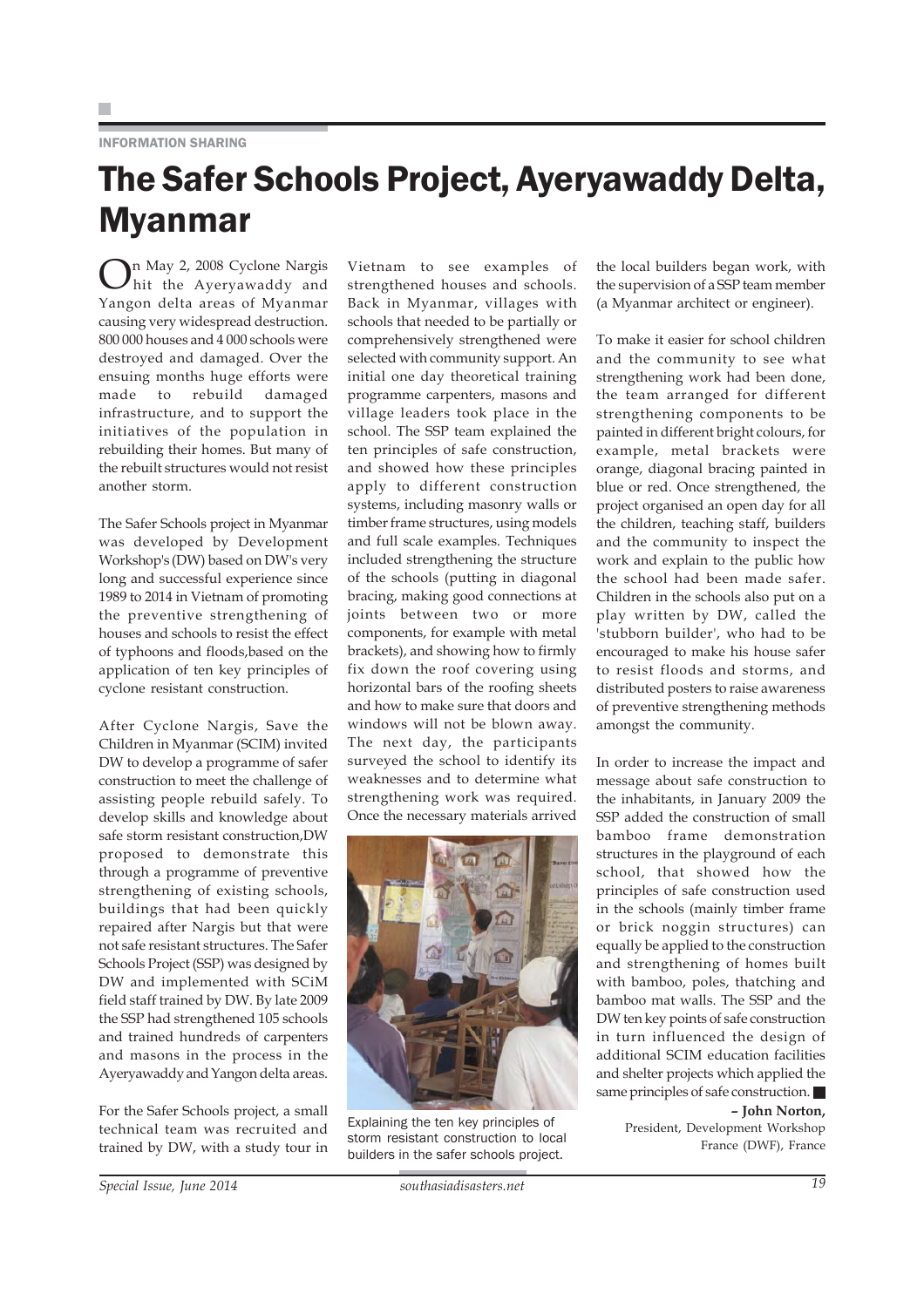INFORMATION SHARING

# The Safer Schools Project, Ayeryawaddy Delta, Myanmar

On May 2, 2008 Cyclone Nargis hit the Ayeryawaddy and Yangon delta areas of Myanmar causing very widespread destruction. 800 000 houses and 4 000 schools were destroyed and damaged. Over the ensuing months huge efforts were made to rebuild damaged infrastructure, and to support the initiatives of the population in rebuilding their homes. But many of the rebuilt structures would not resist another storm.

The Safer Schools project in Myanmar was developed by Development Workshop's (DW) based on DW's very long and successful experience since 1989 to 2014 in Vietnam of promoting the preventive strengthening of houses and schools to resist the effect of typhoons and floods,based on the application of ten key principles of cyclone resistant construction.

After Cyclone Nargis, Save the Children in Myanmar (SCIM) invited DW to develop a programme of safer construction to meet the challenge of assisting people rebuild safely. To develop skills and knowledge about safe storm resistant construction,DW proposed to demonstrate this through a programme of preventive strengthening of existing schools, buildings that had been quickly repaired after Nargis but that were not safe resistant structures. The Safer Schools Project (SSP) was designed by DW and implemented with SCiM field staff trained by DW. By late 2009 the SSP had strengthened 105 schools and trained hundreds of carpenters and masons in the process in the Ayeryawaddy and Yangon delta areas.

For the Safer Schools project, a small technical team was recruited and trained by DW, with a study tour in Vietnam to see examples of strengthened houses and schools. Back in Myanmar, villages with schools that needed to be partially or comprehensively strengthened were selected with community support. An initial one day theoretical training programme carpenters, masons and village leaders took place in the school. The SSP team explained the ten principles of safe construction, and showed how these principles apply to different construction systems, including masonry walls or timber frame structures, using models and full scale examples. Techniques included strengthening the structure of the schools (putting in diagonal bracing, making good connections at joints between two or more components, for example with metal brackets), and showing how to firmly fix down the roof covering using horizontal bars of the roofing sheets and how to make sure that doors and windows will not be blown away. The next day, the participants surveyed the school to identify its weaknesses and to determine what strengthening work was required. Once the necessary materials arrived the local builders began work, with the supervision of a SSP team member (a Myanmar architect or engineer).

Explaining the ten key principles of storm resistant construction to local builders in the safer schools project.

To make it easier for school children and the community to see what strengthening work had been done, the team arranged for different strengthening components to be painted in different bright colours, for example, metal brackets were orange, diagonal bracing painted in blue or red. Once strengthened, the project organised an open day for all the children, teaching staff, builders and the community to inspect the work and explain to the public how the school had been made safer. Children in the schools also put on a play written by DW, called the 'stubborn builder', who had to be encouraged to make his house safer to resist floods and storms, and distributed posters to raise awareness of preventive strengthening methods amongst the community.

In order to increase the impact and message about safe construction to the inhabitants, in January 2009 the SSP added the construction of small bamboo frame demonstration structures in the playground of each school, that showed how the principles of safe construction used in the schools (mainly timber frame or brick noggin structures) can equally be applied to the construction and strengthening of homes built with bamboo, poles, thatching and bamboo mat walls. The SSP and the DW ten key points of safe construction in turn influenced the design of additional SCIM education facilities and shelter projects which applied the same principles of safe construction.

**– John Norton,**
President, Development Workshop France (DWF), France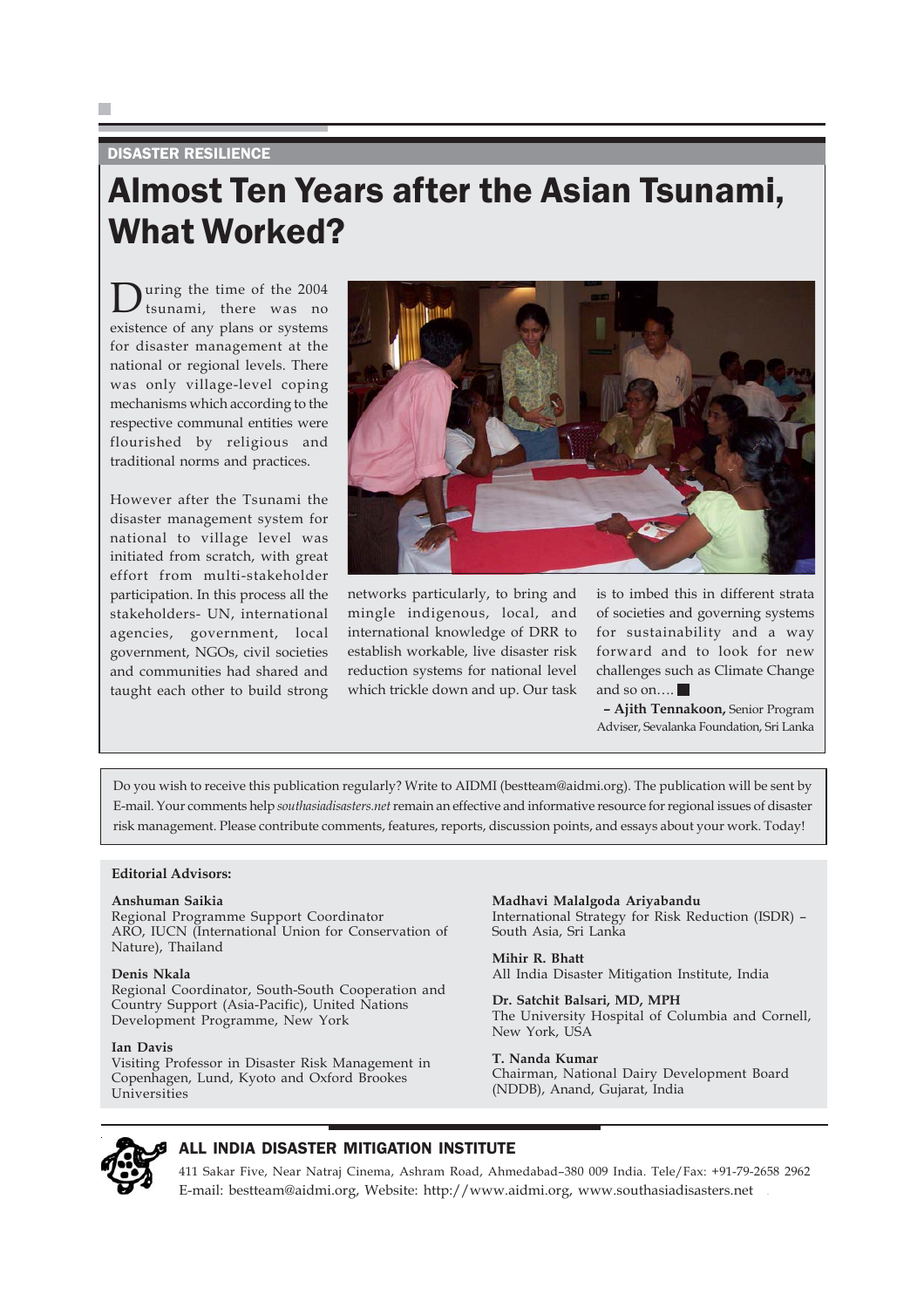DISASTER RESILIENCE

# Almost Ten Years after the Asian Tsunami, What Worked?

During the time of the 2004 tsunami, there was no existence of any plans or systems for disaster management at the national or regional levels. There was only village-level coping mechanisms which according to the respective communal entities were flourished by religious and traditional norms and practices.

However after the Tsunami the disaster management system for national to village level was initiated from scratch, with great effort from multi-stakeholder participation. In this process all the stakeholders- UN, international agencies, government, local government, NGOs, civil societies and communities had shared and taught each other to build strong networks particularly, to bring and mingle indigenous, local, and international knowledge of DRR to establish workable, live disaster risk reduction systems for national level which trickle down and up. Our task is to imbed this in different strata of societies and governing systems for sustainability and a way forward and to look for new challenges such as Climate Change and so on....

– **Ajith Tennakoon,** Senior Program Adviser, Sevalanka Foundation, Sri Lanka

Do you wish to receive this publication regularly? Write to AIDMI (bestteam@aidmi.org). The publication will be sent by E-mail. Your comments help *southasiadisasters.net* remain an effective and informative resource for regional issues of disaster risk management. Please contribute comments, features, reports, discussion points, and essays about your work. Today!

**Editorial Advisors:**

**Anshuman Saikia**
Regional Programme Support Coordinator
ARO, IUCN (International Union for Conservation of Nature), Thailand

**Denis Nkala**
Regional Coordinator, South-South Cooperation and Country Support (Asia-Pacific), United Nations Development Programme, New York

**Ian Davis**
Visiting Professor in Disaster Risk Management in Copenhagen, Lund, Kyoto and Oxford Brookes Universities

**Madhavi Malalgoda Ariyabandu**
International Strategy for Risk Reduction (ISDR) – South Asia, Sri Lanka

**Mihir R. Bhatt**
All India Disaster Mitigation Institute, India

**Dr. Satchit Balsari, MD, MPH**
The University Hospital of Columbia and Cornell, New York, USA

**T. Nanda Kumar**
Chairman, National Dairy Development Board (NDDB), Anand, Gujarat, India

**ALL INDIA DISASTER MITIGATION INSTITUTE**

411 Sakar Five, Near Natraj Cinema, Ashram Road, Ahmedabad–380 009 India. Tele/Fax: +91-79-2658 2962
E-mail: bestteam@aidmi.org, Website: http://www.aidmi.org, www.southasiadisasters.net